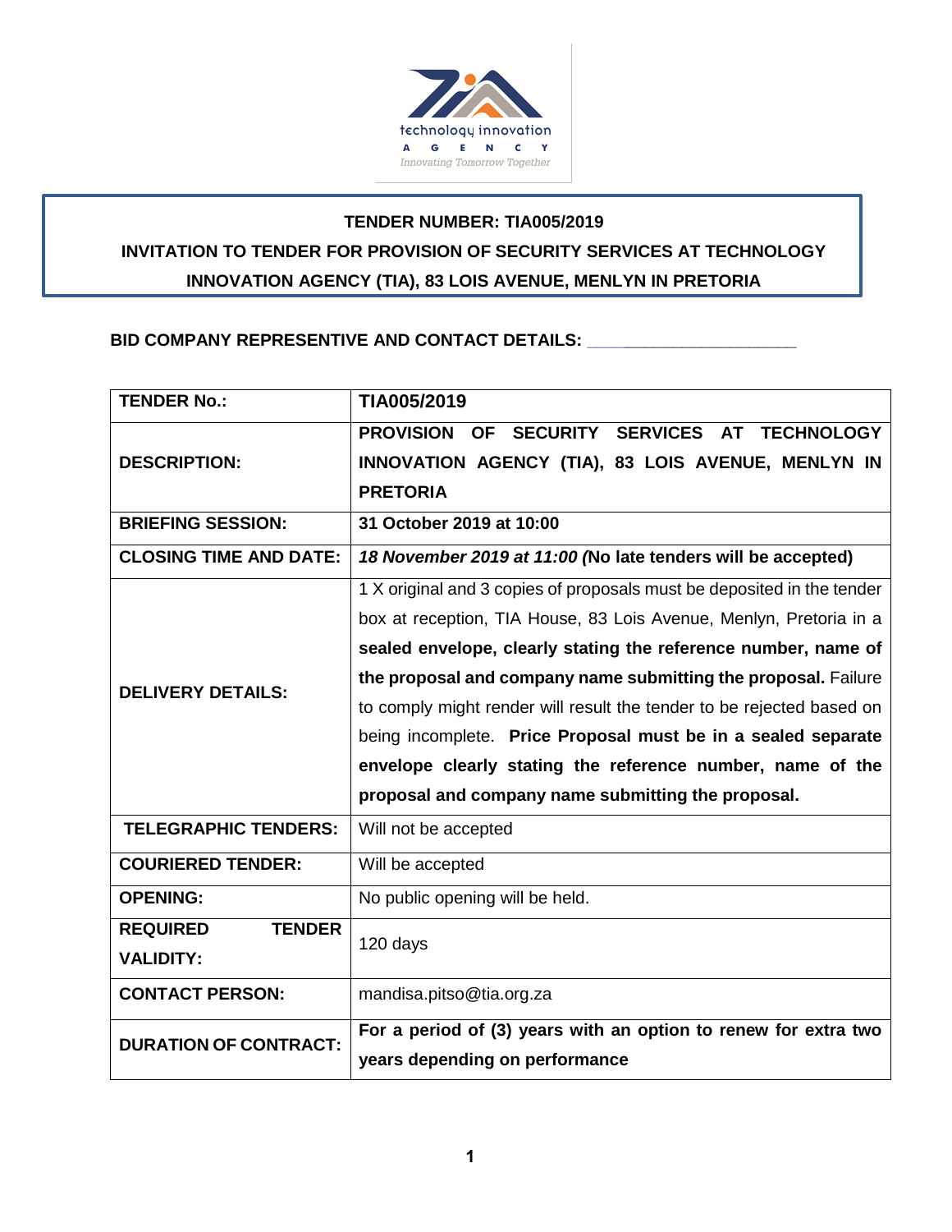technology innovation
AGENCY
*Innovating Tomorrow Together*

**TENDER NUMBER: TIA005/2019**

**INVITATION TO TENDER FOR PROVISION OF SECURITY SERVICES AT TECHNOLOGY INNOVATION AGENCY (TIA), 83 LOIS AVENUE, MENLYN IN PRETORIA**

**BID COMPANY REPRESENTIVE AND CONTACT DETAILS: ____________________**

| | |
|---|---|
| **TENDER No.:** | **TIA005/2019** |
| **DESCRIPTION:** | **PROVISION OF SECURITY SERVICES AT TECHNOLOGY INNOVATION AGENCY (TIA), 83 LOIS AVENUE, MENLYN IN PRETORIA** |
| **BRIEFING SESSION:** | **31 October 2019 at 10:00** |
| **CLOSING TIME AND DATE:** | ***18 November 2019 at 11:00 (*No late tenders will be accepted)** |
| **DELIVERY DETAILS:** | 1 X original and 3 copies of proposals must be deposited in the tender box at reception, TIA House, 83 Lois Avenue, Menlyn, Pretoria in a **sealed envelope, clearly stating the reference number, name of the proposal and company name submitting the proposal.** Failure to comply might render will result the tender to be rejected based on being incomplete. **Price Proposal must be in a sealed separate envelope clearly stating the reference number, name of the proposal and company name submitting the proposal.** |
| **TELEGRAPHIC TENDERS:** | Will not be accepted |
| **COURIERED TENDER:** | Will be accepted |
| **OPENING:** | No public opening will be held. |
| **REQUIRED TENDER VALIDITY:** | 120 days |
| **CONTACT PERSON:** | mandisa.pitso@tia.org.za |
| **DURATION OF CONTRACT:** | **For a period of (3) years with an option to renew for extra two years depending on performance** |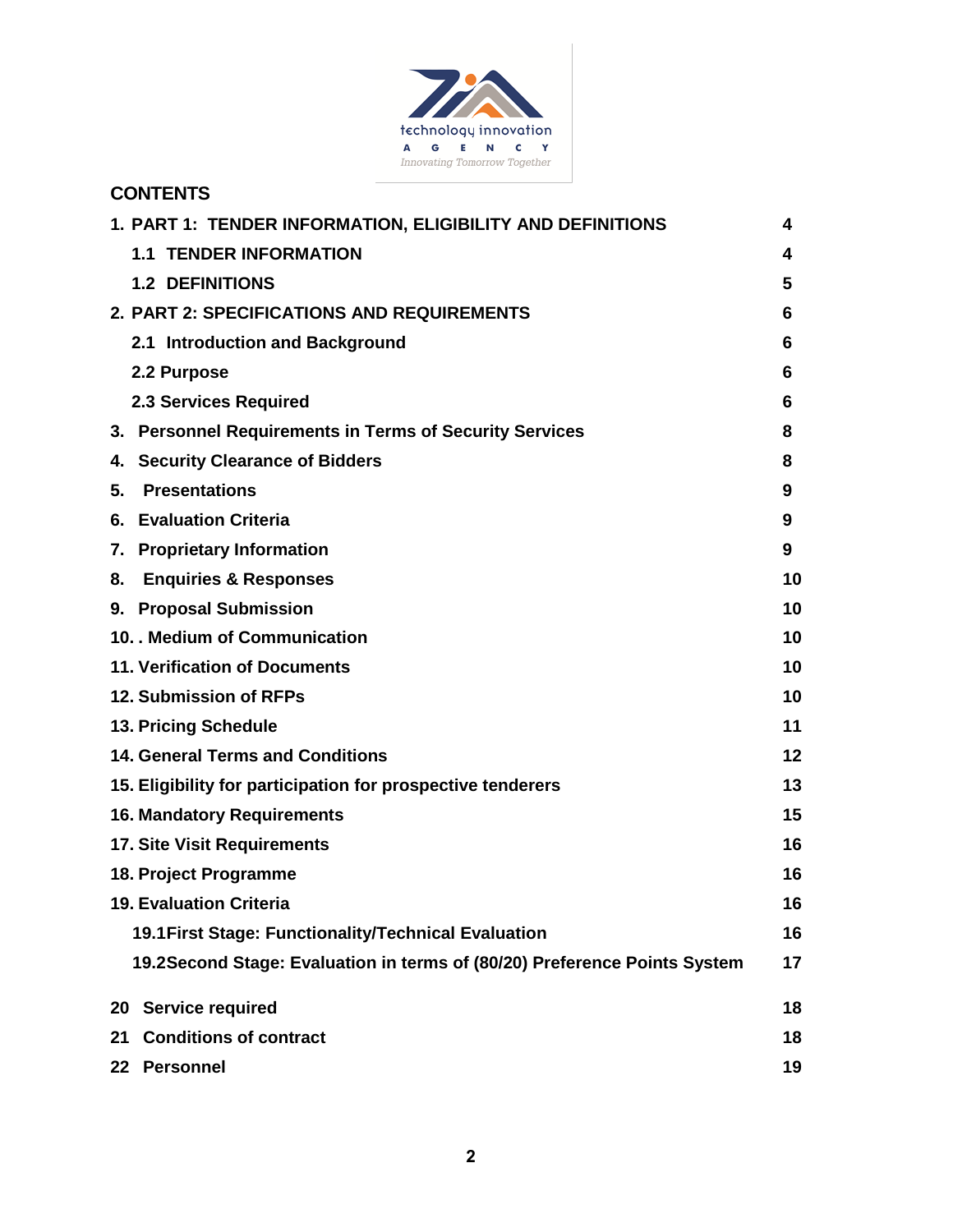technology innovation

AGENCY

*Innovating Tomorrow Together*

## CONTENTS

| | |
|---|---|
| **1. PART 1: TENDER INFORMATION, ELIGIBILITY AND DEFINITIONS** | **4** |
| **1.1 TENDER INFORMATION** | **4** |
| **1.2 DEFINITIONS** | **5** |
| **2. PART 2: SPECIFICATIONS AND REQUIREMENTS** | **6** |
| **2.1 Introduction and Background** | **6** |
| **2.2 Purpose** | **6** |
| **2.3 Services Required** | **6** |
| **3. Personnel Requirements in Terms of Security Services** | **8** |
| **4. Security Clearance of Bidders** | **8** |
| **5. Presentations** | **9** |
| **6. Evaluation Criteria** | **9** |
| **7. Proprietary Information** | **9** |
| **8. Enquiries & Responses** | **10** |
| **9. Proposal Submission** | **10** |
| **10. . Medium of Communication** | **10** |
| **11. Verification of Documents** | **10** |
| **12. Submission of RFPs** | **10** |
| **13. Pricing Schedule** | **11** |
| **14. General Terms and Conditions** | **12** |
| **15. Eligibility for participation for prospective tenderers** | **13** |
| **16. Mandatory Requirements** | **15** |
| **17. Site Visit Requirements** | **16** |
| **18. Project Programme** | **16** |
| **19. Evaluation Criteria** | **16** |
| **19.1First Stage: Functionality/Technical Evaluation** | **16** |
| **19.2Second Stage: Evaluation in terms of (80/20) Preference Points System** | **17** |
| **20 Service required** | **18** |
| **21 Conditions of contract** | **18** |
| **22 Personnel** | **19** |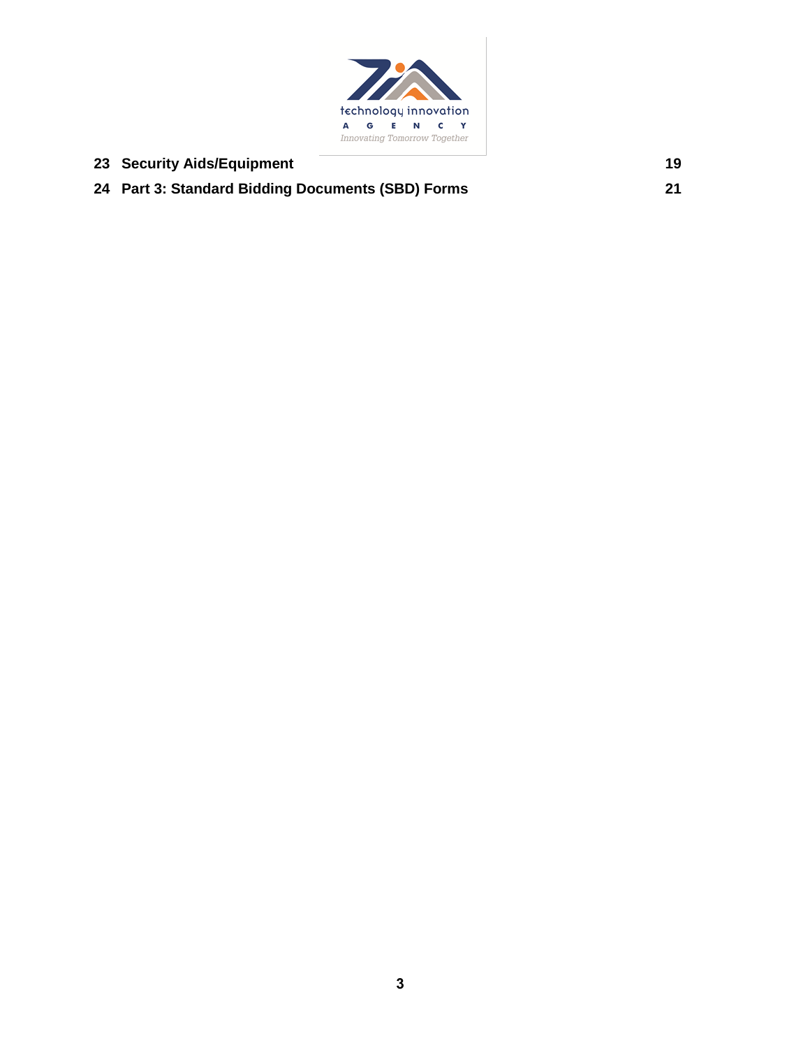| | | |
|---|---|---|
| 23 | **Security Aids/Equipment** | 19 |
| 24 | **Part 3: Standard Bidding Documents (SBD) Forms** | 21 |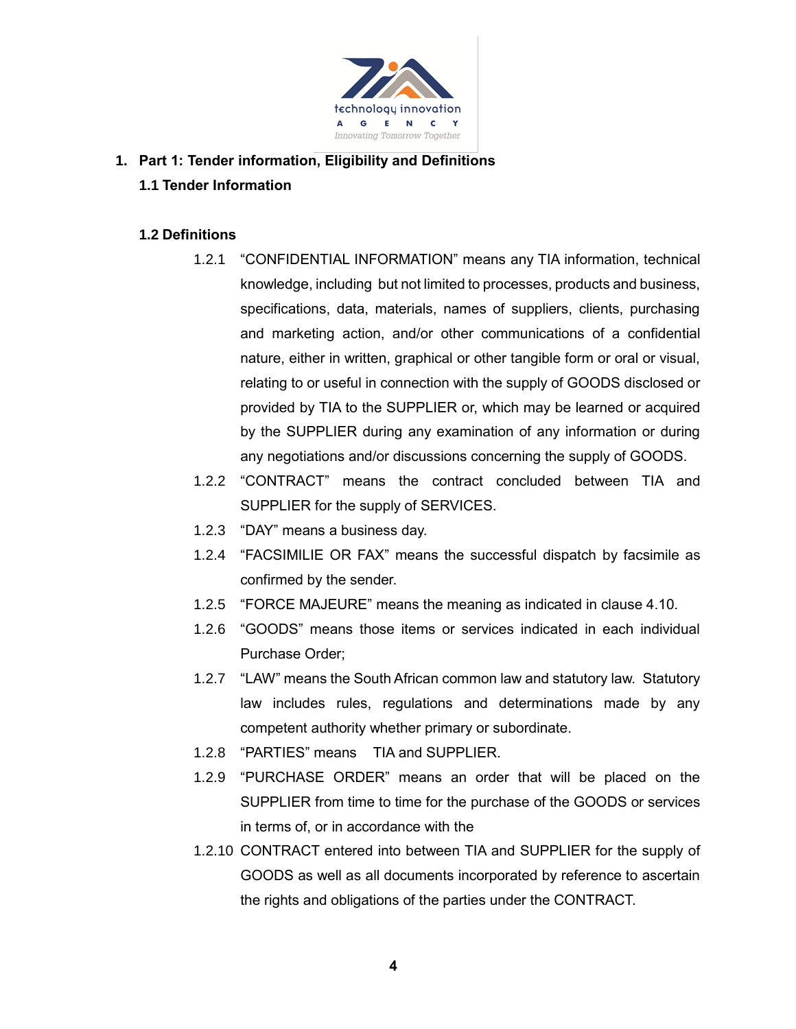# 1. Part 1: Tender information, Eligibility and Definitions

## 1.1 Tender Information

## 1.2 Definitions

1.2.1 "CONFIDENTIAL INFORMATION" means any TIA information, technical knowledge, including but not limited to processes, products and business, specifications, data, materials, names of suppliers, clients, purchasing and marketing action, and/or other communications of a confidential nature, either in written, graphical or other tangible form or oral or visual, relating to or useful in connection with the supply of GOODS disclosed or provided by TIA to the SUPPLIER or, which may be learned or acquired by the SUPPLIER during any examination of any information or during any negotiations and/or discussions concerning the supply of GOODS.

1.2.2 "CONTRACT" means the contract concluded between TIA and SUPPLIER for the supply of SERVICES.

1.2.3 "DAY" means a business day.

1.2.4 "FACSIMILIE OR FAX" means the successful dispatch by facsimile as confirmed by the sender.

1.2.5 "FORCE MAJEURE" means the meaning as indicated in clause 4.10.

1.2.6 "GOODS" means those items or services indicated in each individual Purchase Order;

1.2.7 "LAW" means the South African common law and statutory law. Statutory law includes rules, regulations and determinations made by any competent authority whether primary or subordinate.

1.2.8 "PARTIES" means TIA and SUPPLIER.

1.2.9 "PURCHASE ORDER" means an order that will be placed on the SUPPLIER from time to time for the purchase of the GOODS or services in terms of, or in accordance with the

1.2.10 CONTRACT entered into between TIA and SUPPLIER for the supply of GOODS as well as all documents incorporated by reference to ascertain the rights and obligations of the parties under the CONTRACT.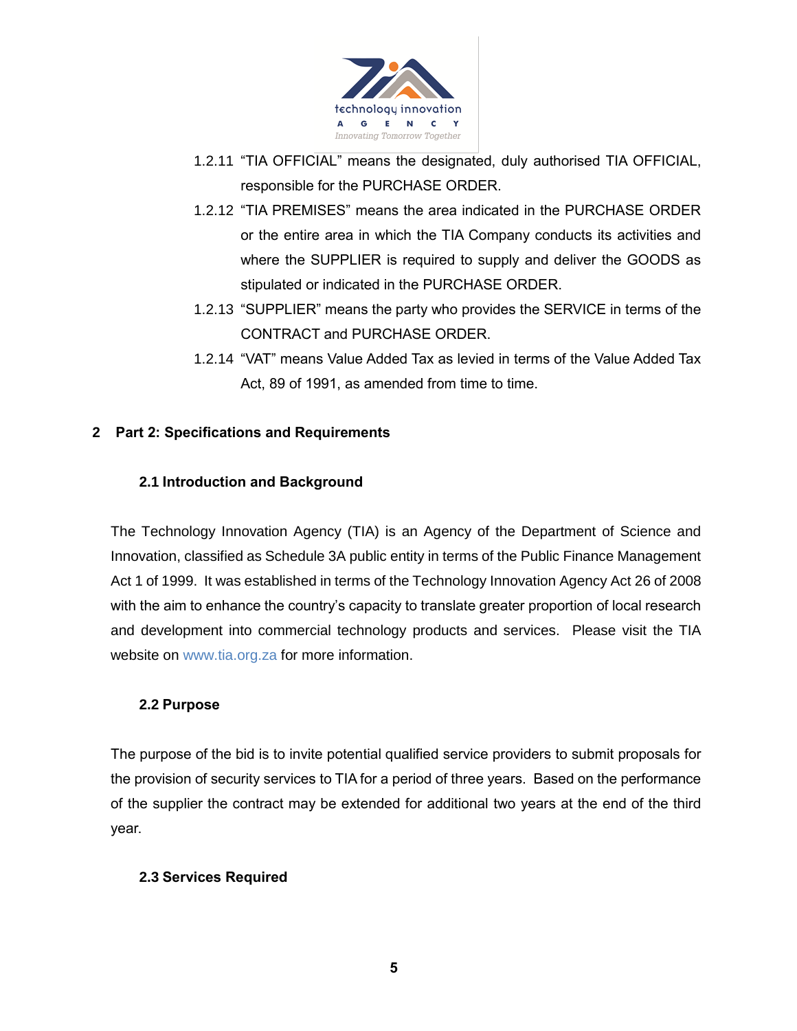1.2.11 "TIA OFFICIAL" means the designated, duly authorised TIA OFFICIAL, responsible for the PURCHASE ORDER.

1.2.12 "TIA PREMISES" means the area indicated in the PURCHASE ORDER or the entire area in which the TIA Company conducts its activities and where the SUPPLIER is required to supply and deliver the GOODS as stipulated or indicated in the PURCHASE ORDER.

1.2.13 "SUPPLIER" means the party who provides the SERVICE in terms of the CONTRACT and PURCHASE ORDER.

1.2.14 "VAT" means Value Added Tax as levied in terms of the Value Added Tax Act, 89 of 1991, as amended from time to time.

## 2 Part 2: Specifications and Requirements

### 2.1 Introduction and Background

The Technology Innovation Agency (TIA) is an Agency of the Department of Science and Innovation, classified as Schedule 3A public entity in terms of the Public Finance Management Act 1 of 1999. It was established in terms of the Technology Innovation Agency Act 26 of 2008 with the aim to enhance the country's capacity to translate greater proportion of local research and development into commercial technology products and services. Please visit the TIA website on www.tia.org.za for more information.

### 2.2 Purpose

The purpose of the bid is to invite potential qualified service providers to submit proposals for the provision of security services to TIA for a period of three years. Based on the performance of the supplier the contract may be extended for additional two years at the end of the third year.

### 2.3 Services Required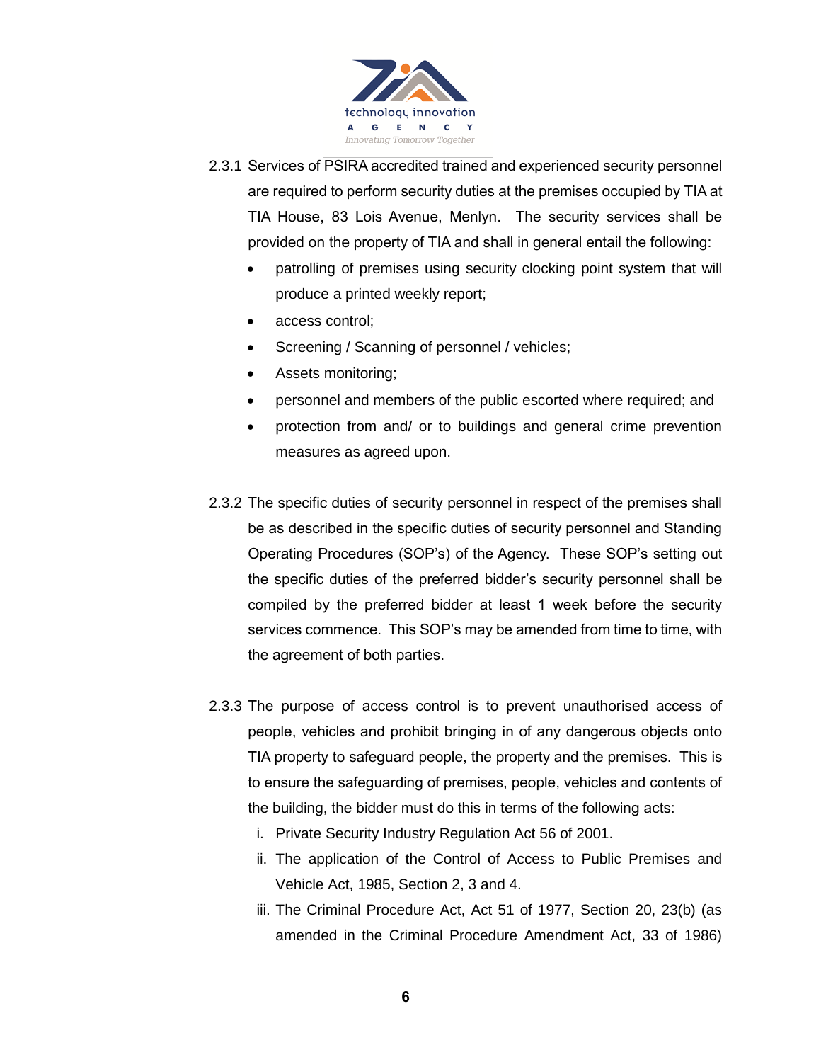2.3.1 Services of PSIRA accredited trained and experienced security personnel are required to perform security duties at the premises occupied by TIA at TIA House, 83 Lois Avenue, Menlyn. The security services shall be provided on the property of TIA and shall in general entail the following:

- patrolling of premises using security clocking point system that will produce a printed weekly report;
- access control;
- Screening / Scanning of personnel / vehicles;
- Assets monitoring;
- personnel and members of the public escorted where required; and
- protection from and/ or to buildings and general crime prevention measures as agreed upon.

2.3.2 The specific duties of security personnel in respect of the premises shall be as described in the specific duties of security personnel and Standing Operating Procedures (SOP's) of the Agency. These SOP's setting out the specific duties of the preferred bidder's security personnel shall be compiled by the preferred bidder at least 1 week before the security services commence. This SOP's may be amended from time to time, with the agreement of both parties.

2.3.3 The purpose of access control is to prevent unauthorised access of people, vehicles and prohibit bringing in of any dangerous objects onto TIA property to safeguard people, the property and the premises. This is to ensure the safeguarding of premises, people, vehicles and contents of the building, the bidder must do this in terms of the following acts:

i. Private Security Industry Regulation Act 56 of 2001.
ii. The application of the Control of Access to Public Premises and Vehicle Act, 1985, Section 2, 3 and 4.
iii. The Criminal Procedure Act, Act 51 of 1977, Section 20, 23(b) (as amended in the Criminal Procedure Amendment Act, 33 of 1986)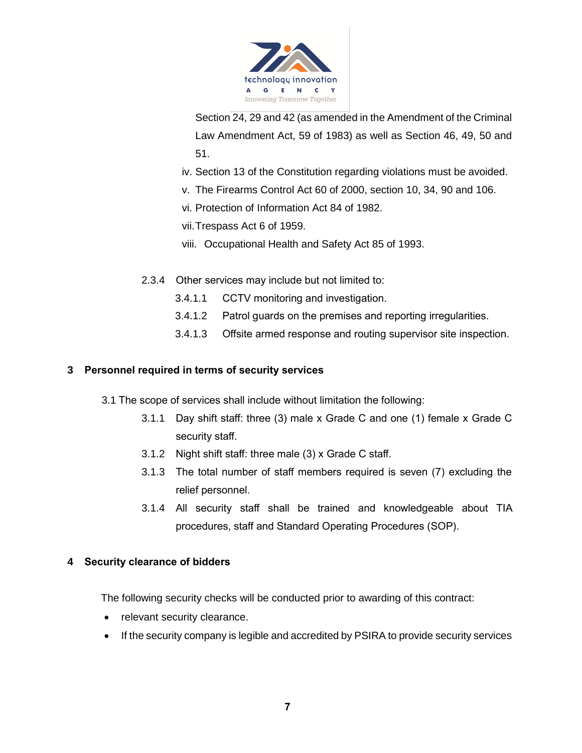Section 24, 29 and 42 (as amended in the Amendment of the Criminal Law Amendment Act, 59 of 1983) as well as Section 46, 49, 50 and 51.

iv. Section 13 of the Constitution regarding violations must be avoided.

v. The Firearms Control Act 60 of 2000, section 10, 34, 90 and 106.

vi. Protection of Information Act 84 of 1982.

vii. Trespass Act 6 of 1959.

viii. Occupational Health and Safety Act 85 of 1993.

2.3.4 Other services may include but not limited to:

- 3.4.1.1 CCTV monitoring and investigation.
- 3.4.1.2 Patrol guards on the premises and reporting irregularities.
- 3.4.1.3 Offsite armed response and routing supervisor site inspection.

## 3 Personnel required in terms of security services

3.1 The scope of services shall include without limitation the following:

- 3.1.1 Day shift staff: three (3) male x Grade C and one (1) female x Grade C security staff.
- 3.1.2 Night shift staff: three male (3) x Grade C staff.
- 3.1.3 The total number of staff members required is seven (7) excluding the relief personnel.
- 3.1.4 All security staff shall be trained and knowledgeable about TIA procedures, staff and Standard Operating Procedures (SOP).

## 4 Security clearance of bidders

The following security checks will be conducted prior to awarding of this contract:

- relevant security clearance.
- If the security company is legible and accredited by PSIRA to provide security services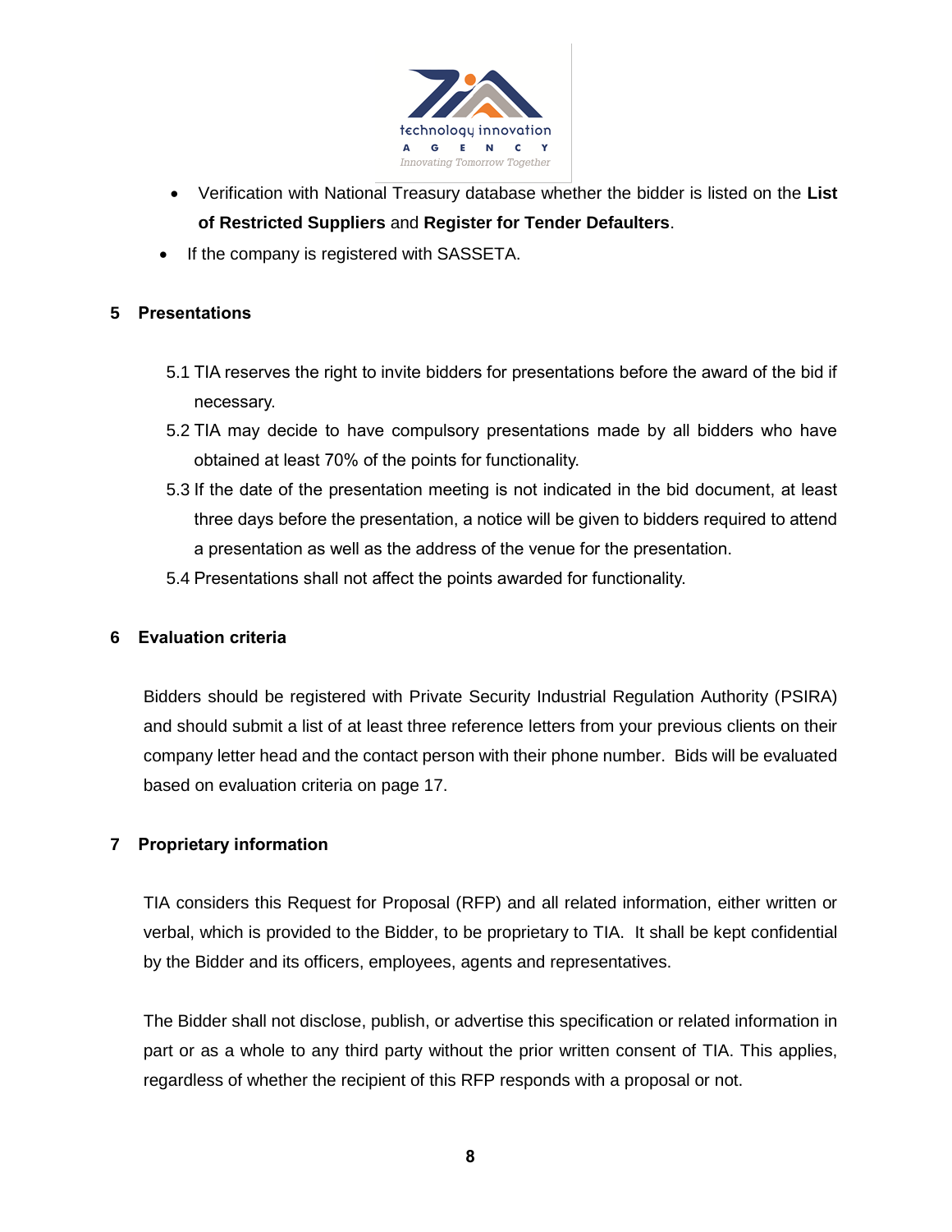- Verification with National Treasury database whether the bidder is listed on the **List of Restricted Suppliers** and **Register for Tender Defaulters**.
- If the company is registered with SASSETA.

## 5 Presentations

5.1 TIA reserves the right to invite bidders for presentations before the award of the bid if necessary.

5.2 TIA may decide to have compulsory presentations made by all bidders who have obtained at least 70% of the points for functionality.

5.3 If the date of the presentation meeting is not indicated in the bid document, at least three days before the presentation, a notice will be given to bidders required to attend a presentation as well as the address of the venue for the presentation.

5.4 Presentations shall not affect the points awarded for functionality.

## 6 Evaluation criteria

Bidders should be registered with Private Security Industrial Regulation Authority (PSIRA) and should submit a list of at least three reference letters from your previous clients on their company letter head and the contact person with their phone number. Bids will be evaluated based on evaluation criteria on page 17.

## 7 Proprietary information

TIA considers this Request for Proposal (RFP) and all related information, either written or verbal, which is provided to the Bidder, to be proprietary to TIA. It shall be kept confidential by the Bidder and its officers, employees, agents and representatives.

The Bidder shall not disclose, publish, or advertise this specification or related information in part or as a whole to any third party without the prior written consent of TIA. This applies, regardless of whether the recipient of this RFP responds with a proposal or not.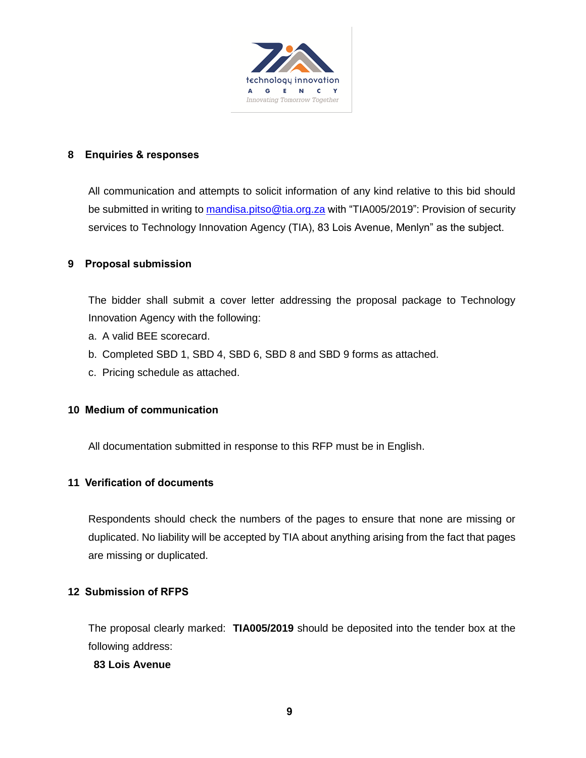## 8 Enquiries & responses

All communication and attempts to solicit information of any kind relative to this bid should be submitted in writing to mandisa.pitso@tia.org.za with "TIA005/2019": Provision of security services to Technology Innovation Agency (TIA), 83 Lois Avenue, Menlyn" as the subject.

## 9 Proposal submission

The bidder shall submit a cover letter addressing the proposal package to Technology Innovation Agency with the following:

a. A valid BEE scorecard.
b. Completed SBD 1, SBD 4, SBD 6, SBD 8 and SBD 9 forms as attached.
c. Pricing schedule as attached.

## 10 Medium of communication

All documentation submitted in response to this RFP must be in English.

## 11 Verification of documents

Respondents should check the numbers of the pages to ensure that none are missing or duplicated. No liability will be accepted by TIA about anything arising from the fact that pages are missing or duplicated.

## 12 Submission of RFPS

The proposal clearly marked: **TIA005/2019** should be deposited into the tender box at the following address:

**83 Lois Avenue**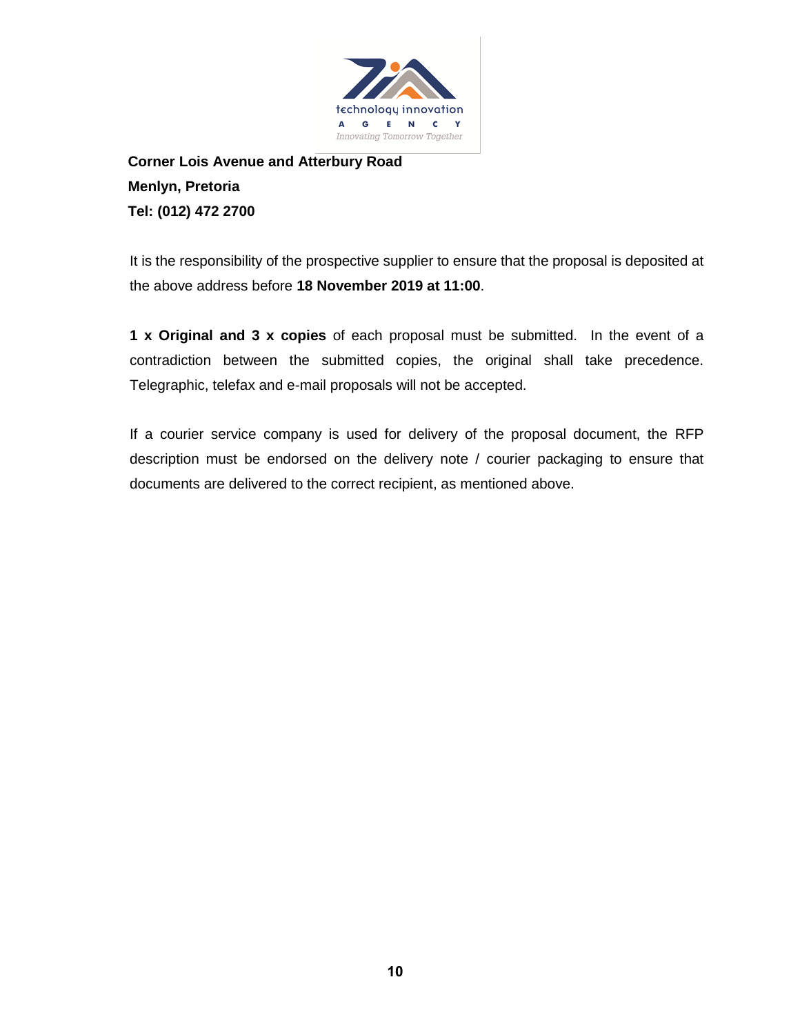technology innovation
AGENCY
*Innovating Tomorrow Together*

**Corner Lois Avenue and Atterbury Road**
**Menlyn, Pretoria**
**Tel: (012) 472 2700**

It is the responsibility of the prospective supplier to ensure that the proposal is deposited at the above address before **18 November 2019 at 11:00**.

**1 x Original and 3 x copies** of each proposal must be submitted. In the event of a contradiction between the submitted copies, the original shall take precedence. Telegraphic, telefax and e-mail proposals will not be accepted.

If a courier service company is used for delivery of the proposal document, the RFP description must be endorsed on the delivery note / courier packaging to ensure that documents are delivered to the correct recipient, as mentioned above.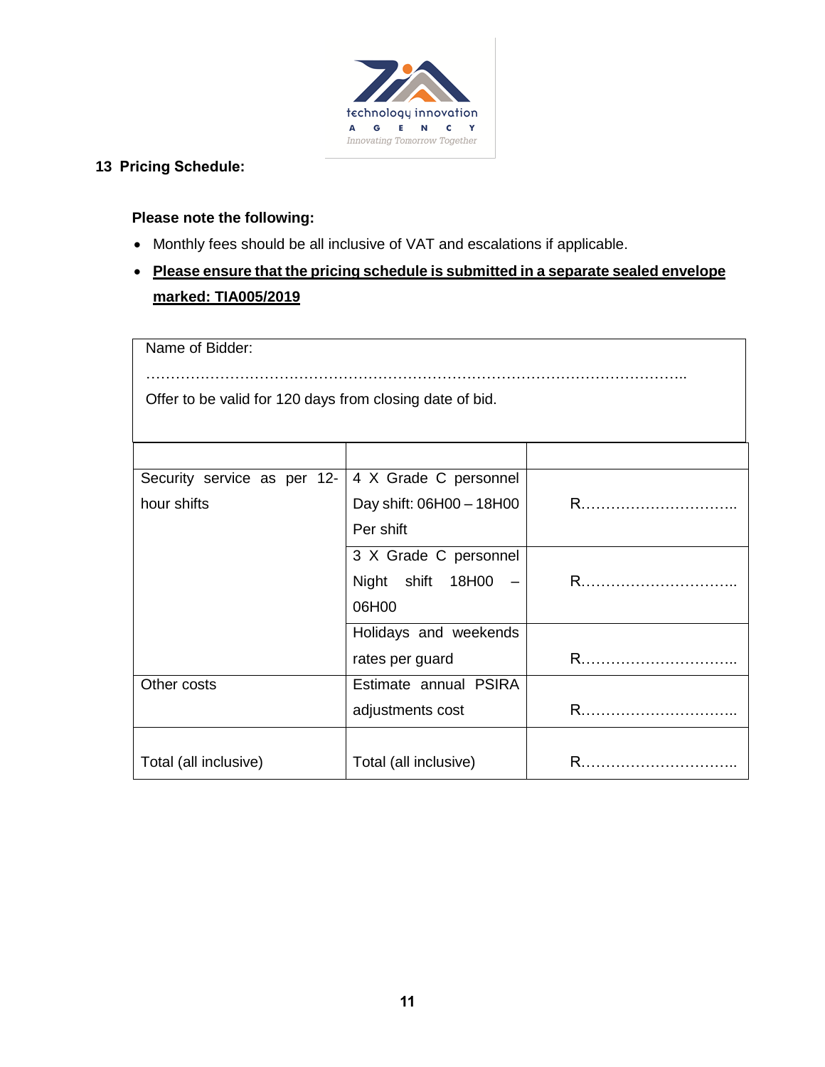## 13 Pricing Schedule:

**Please note the following:**

- Monthly fees should be all inclusive of VAT and escalations if applicable.
- **Please ensure that the pricing schedule is submitted in a separate sealed envelope marked: TIA005/2019**

| Name of Bidder: …………………………………………………………………………………………………….. Offer to be valid for 120 days from closing date of bid. |
|---|

| | | |
|---|---|---|
| Security service as per 12-hour shifts | 4 X Grade C personnel Day shift: 06H00 – 18H00 Per shift | R………………………….. |
| | 3 X Grade C personnel Night shift 18H00 – 06H00 | R………………………….. |
| | Holidays and weekends rates per guard | R………………………….. |
| Other costs | Estimate annual PSIRA adjustments cost | R………………………….. |
| Total (all inclusive) | Total (all inclusive) | R………………………….. |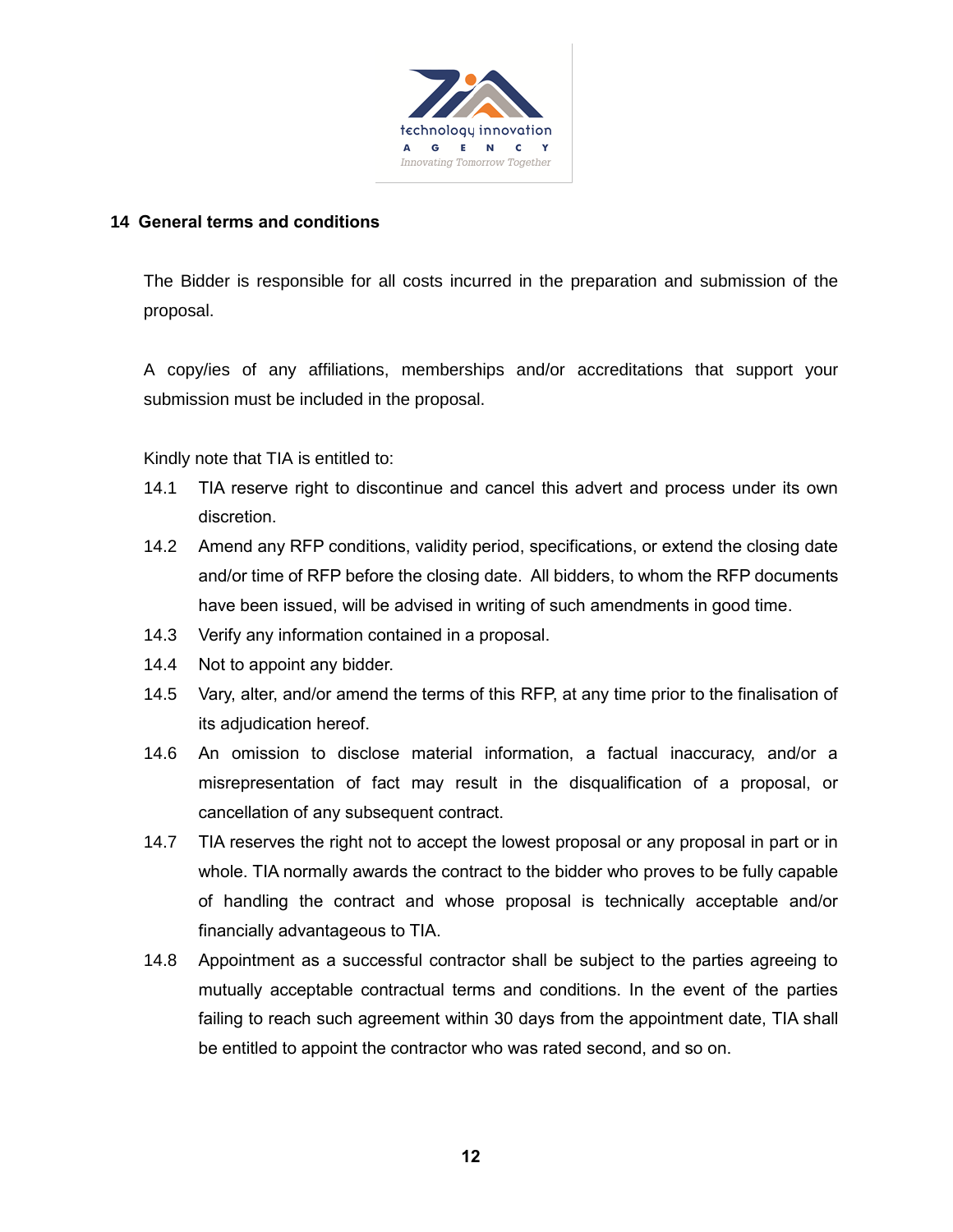## 14 General terms and conditions

The Bidder is responsible for all costs incurred in the preparation and submission of the proposal.

A copy/ies of any affiliations, memberships and/or accreditations that support your submission must be included in the proposal.

Kindly note that TIA is entitled to:

14.1 TIA reserve right to discontinue and cancel this advert and process under its own discretion.

14.2 Amend any RFP conditions, validity period, specifications, or extend the closing date and/or time of RFP before the closing date. All bidders, to whom the RFP documents have been issued, will be advised in writing of such amendments in good time.

14.3 Verify any information contained in a proposal.

14.4 Not to appoint any bidder.

14.5 Vary, alter, and/or amend the terms of this RFP, at any time prior to the finalisation of its adjudication hereof.

14.6 An omission to disclose material information, a factual inaccuracy, and/or a misrepresentation of fact may result in the disqualification of a proposal, or cancellation of any subsequent contract.

14.7 TIA reserves the right not to accept the lowest proposal or any proposal in part or in whole. TIA normally awards the contract to the bidder who proves to be fully capable of handling the contract and whose proposal is technically acceptable and/or financially advantageous to TIA.

14.8 Appointment as a successful contractor shall be subject to the parties agreeing to mutually acceptable contractual terms and conditions. In the event of the parties failing to reach such agreement within 30 days from the appointment date, TIA shall be entitled to appoint the contractor who was rated second, and so on.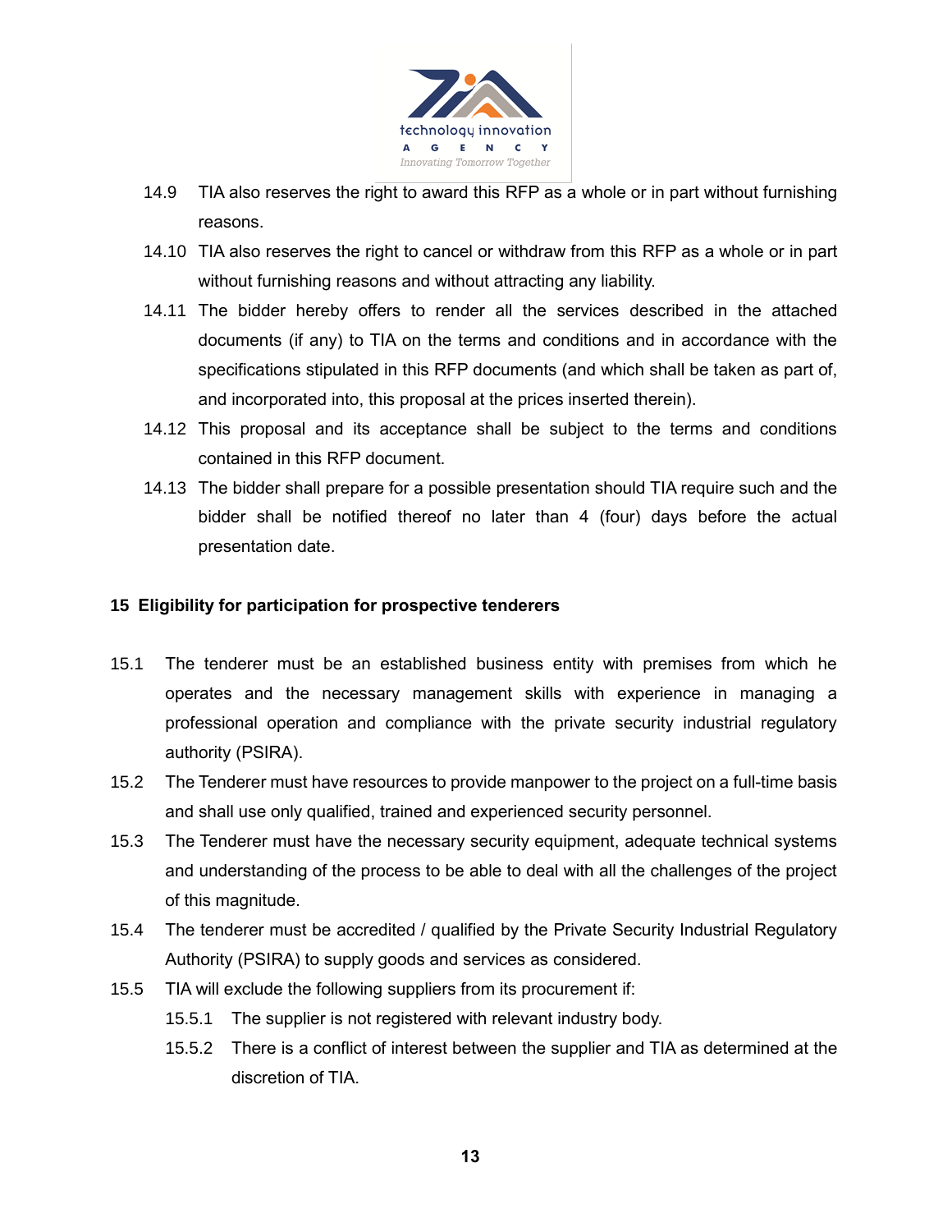14.9 TIA also reserves the right to award this RFP as a whole or in part without furnishing reasons.

14.10 TIA also reserves the right to cancel or withdraw from this RFP as a whole or in part without furnishing reasons and without attracting any liability.

14.11 The bidder hereby offers to render all the services described in the attached documents (if any) to TIA on the terms and conditions and in accordance with the specifications stipulated in this RFP documents (and which shall be taken as part of, and incorporated into, this proposal at the prices inserted therein).

14.12 This proposal and its acceptance shall be subject to the terms and conditions contained in this RFP document.

14.13 The bidder shall prepare for a possible presentation should TIA require such and the bidder shall be notified thereof no later than 4 (four) days before the actual presentation date.

## 15 Eligibility for participation for prospective tenderers

15.1 The tenderer must be an established business entity with premises from which he operates and the necessary management skills with experience in managing a professional operation and compliance with the private security industrial regulatory authority (PSIRA).

15.2 The Tenderer must have resources to provide manpower to the project on a full-time basis and shall use only qualified, trained and experienced security personnel.

15.3 The Tenderer must have the necessary security equipment, adequate technical systems and understanding of the process to be able to deal with all the challenges of the project of this magnitude.

15.4 The tenderer must be accredited / qualified by the Private Security Industrial Regulatory Authority (PSIRA) to supply goods and services as considered.

15.5 TIA will exclude the following suppliers from its procurement if:

- 15.5.1 The supplier is not registered with relevant industry body.
- 15.5.2 There is a conflict of interest between the supplier and TIA as determined at the discretion of TIA.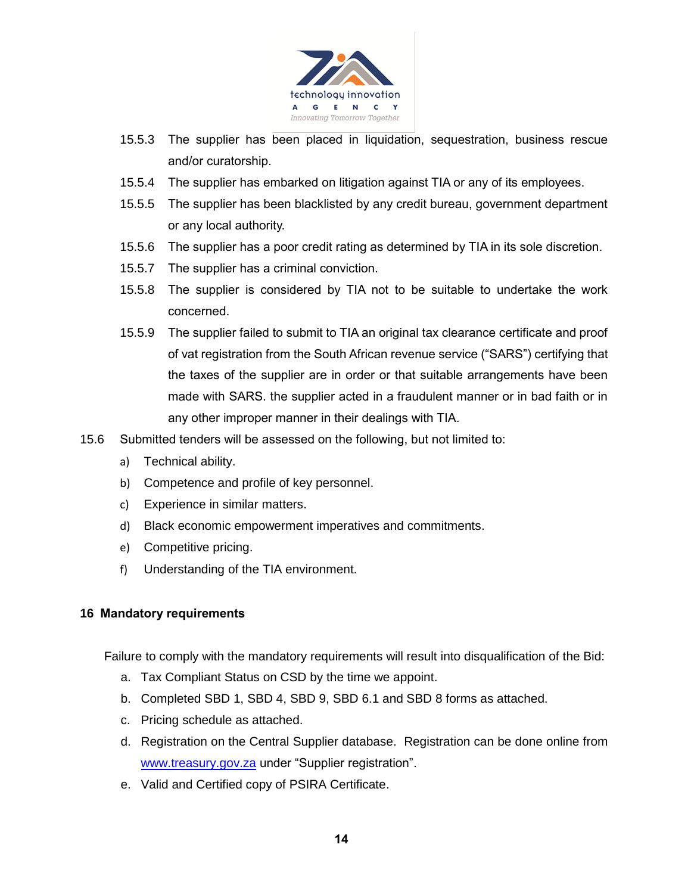15.5.3 The supplier has been placed in liquidation, sequestration, business rescue and/or curatorship.

15.5.4 The supplier has embarked on litigation against TIA or any of its employees.

15.5.5 The supplier has been blacklisted by any credit bureau, government department or any local authority.

15.5.6 The supplier has a poor credit rating as determined by TIA in its sole discretion.

15.5.7 The supplier has a criminal conviction.

15.5.8 The supplier is considered by TIA not to be suitable to undertake the work concerned.

15.5.9 The supplier failed to submit to TIA an original tax clearance certificate and proof of vat registration from the South African revenue service ("SARS") certifying that the taxes of the supplier are in order or that suitable arrangements have been made with SARS. the supplier acted in a fraudulent manner or in bad faith or in any other improper manner in their dealings with TIA.

15.6 Submitted tenders will be assessed on the following, but not limited to:

a) Technical ability.
b) Competence and profile of key personnel.
c) Experience in similar matters.
d) Black economic empowerment imperatives and commitments.
e) Competitive pricing.
f) Understanding of the TIA environment.

## 16 Mandatory requirements

Failure to comply with the mandatory requirements will result into disqualification of the Bid:

a. Tax Compliant Status on CSD by the time we appoint.
b. Completed SBD 1, SBD 4, SBD 9, SBD 6.1 and SBD 8 forms as attached.
c. Pricing schedule as attached.
d. Registration on the Central Supplier database. Registration can be done online from [www.treasury.gov.za](http://www.treasury.gov.za) under "Supplier registration".
e. Valid and Certified copy of PSIRA Certificate.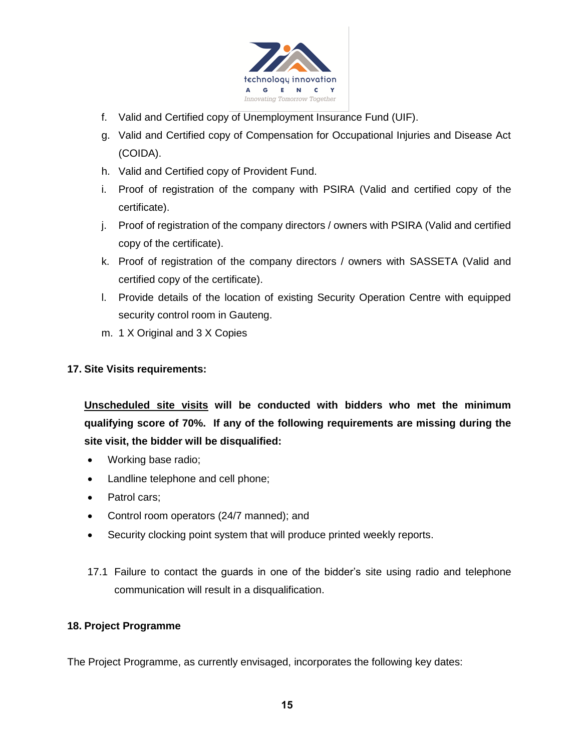f. Valid and Certified copy of Unemployment Insurance Fund (UIF).
g. Valid and Certified copy of Compensation for Occupational Injuries and Disease Act (COIDA).
h. Valid and Certified copy of Provident Fund.
i. Proof of registration of the company with PSIRA (Valid and certified copy of the certificate).
j. Proof of registration of the company directors / owners with PSIRA (Valid and certified copy of the certificate).
k. Proof of registration of the company directors / owners with SASSETA (Valid and certified copy of the certificate).
l. Provide details of the location of existing Security Operation Centre with equipped security control room in Gauteng.
m. 1 X Original and 3 X Copies

## 17. Site Visits requirements:

**Unscheduled site visits will be conducted with bidders who met the minimum qualifying score of 70%. If any of the following requirements are missing during the site visit, the bidder will be disqualified:**

- Working base radio;
- Landline telephone and cell phone;
- Patrol cars;
- Control room operators (24/7 manned); and
- Security clocking point system that will produce printed weekly reports.

17.1 Failure to contact the guards in one of the bidder's site using radio and telephone communication will result in a disqualification.

## 18. Project Programme

The Project Programme, as currently envisaged, incorporates the following key dates: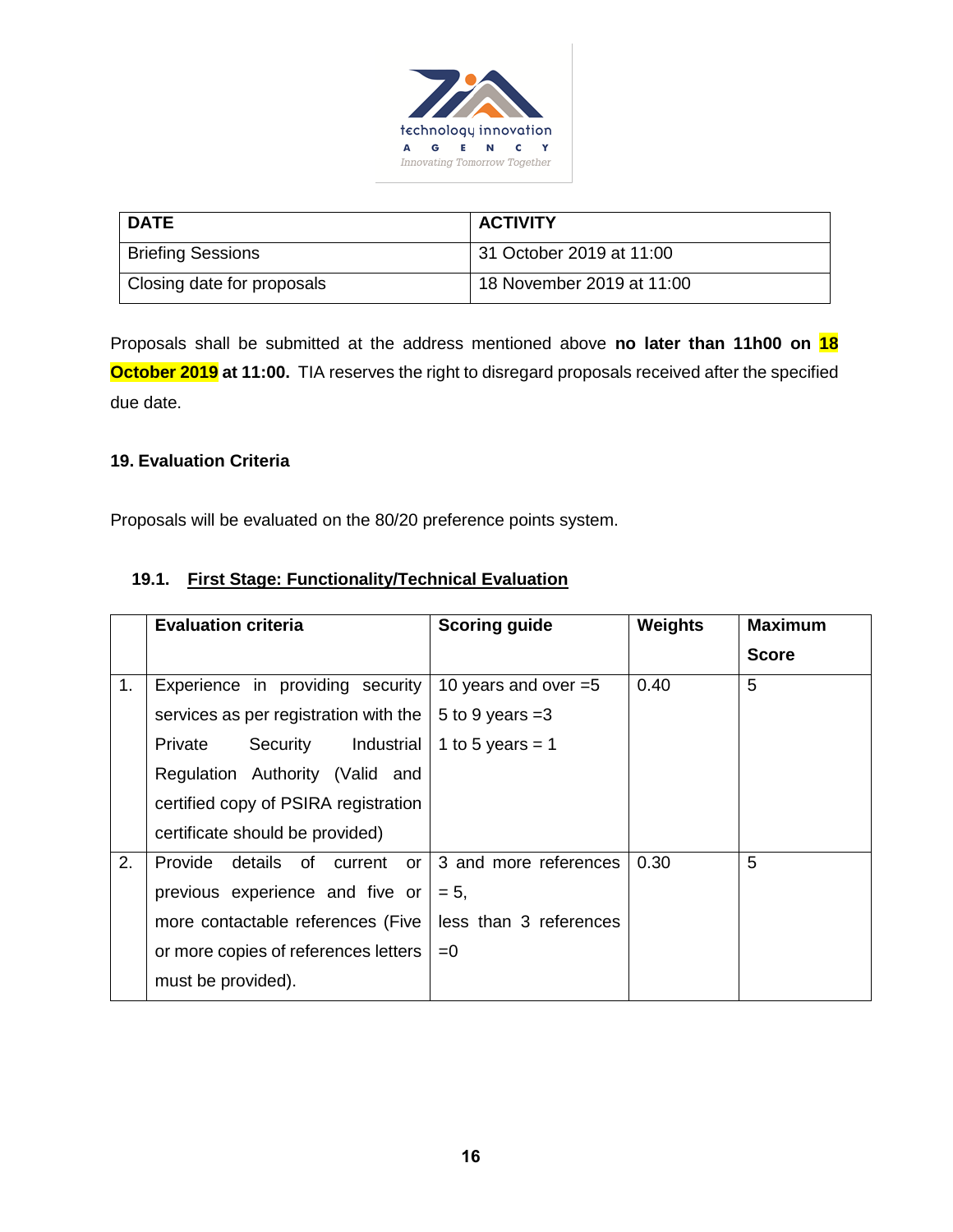| DATE | ACTIVITY |
|---|---|
| Briefing Sessions | 31 October 2019 at 11:00 |
| Closing date for proposals | 18 November 2019 at 11:00 |

Proposals shall be submitted at the address mentioned above **no later than 11h00 on 18 October 2019 at 11:00.** TIA reserves the right to disregard proposals received after the specified due date.

### 19. Evaluation Criteria

Proposals will be evaluated on the 80/20 preference points system.

#### 19.1. First Stage: Functionality/Technical Evaluation

| | Evaluation criteria | Scoring guide | Weights | Maximum Score |
|---|---|---|---|---|
| 1. | Experience in providing security services as per registration with the Private Security Industrial Regulation Authority (Valid and certified copy of PSIRA registration certificate should be provided) | 10 years and over =5<br>5 to 9 years =3<br>1 to 5 years = 1 | 0.40 | 5 |
| 2. | Provide details of current or previous experience and five or more contactable references (Five or more copies of references letters must be provided). | 3 and more references = 5,<br>less than 3 references =0 | 0.30 | 5 |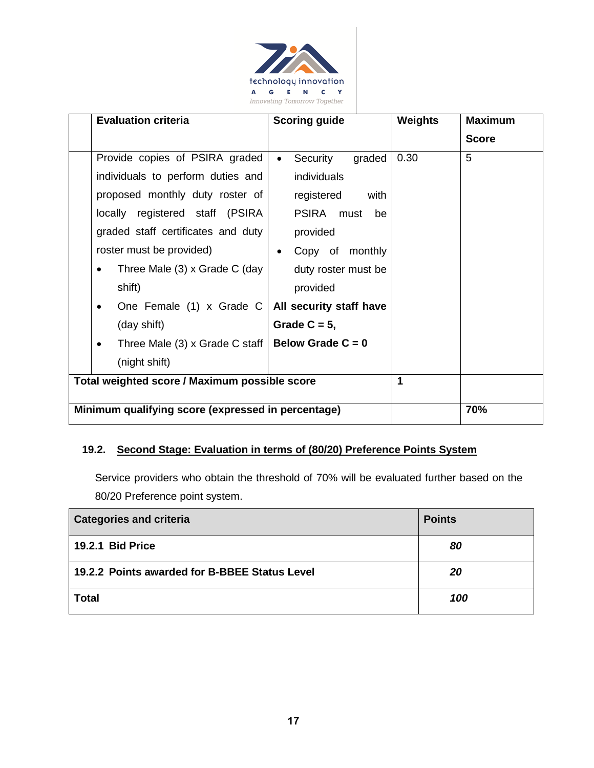| | Evaluation criteria | Scoring guide | Weights | Maximum Score |
|---|---|---|---|---|
| | Provide copies of PSIRA graded individuals to perform duties and proposed monthly duty roster of locally registered staff (PSIRA graded staff certificates and duty roster must be provided)<br>• Three Male (3) x Grade C (day shift)<br>• One Female (1) x Grade C (day shift)<br>• Three Male (3) x Grade C staff (night shift) | • Security graded individuals registered with PSIRA must be provided<br>• Copy of monthly duty roster must be provided<br>**All security staff have Grade C = 5,**<br>**Below Grade C = 0** | 0.30 | 5 |
| **Total weighted score / Maximum possible score** | | | **1** | |
| **Minimum qualifying score (expressed in percentage)** | | | | **70%** |

### 19.2. Second Stage: Evaluation in terms of (80/20) Preference Points System

Service providers who obtain the threshold of 70% will be evaluated further based on the 80/20 Preference point system.

| Categories and criteria | Points |
|---|---|
| **19.2.1 Bid Price** | ***80*** |
| **19.2.2 Points awarded for B-BBEE Status Level** | ***20*** |
| **Total** | ***100*** |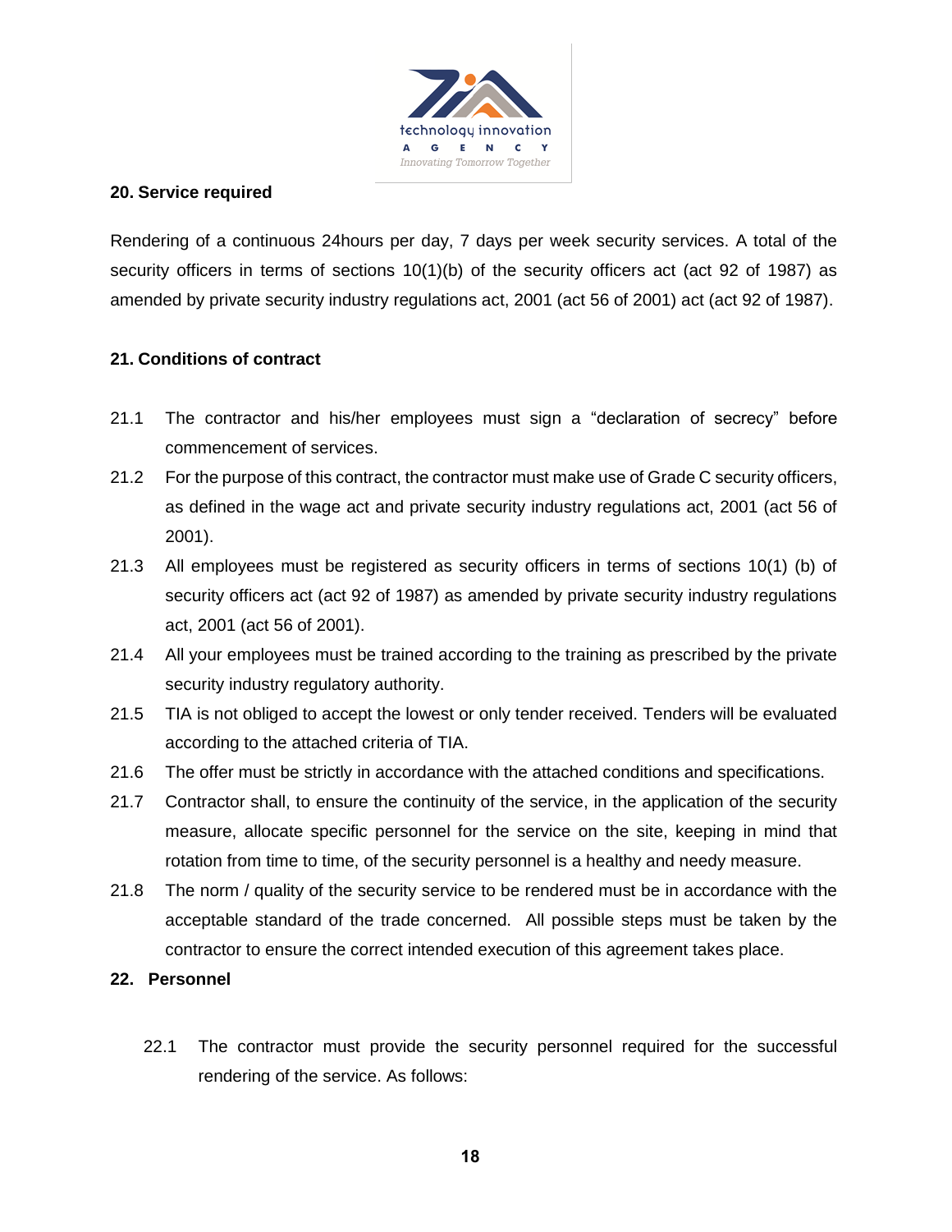## 20. Service required

Rendering of a continuous 24hours per day, 7 days per week security services. A total of the security officers in terms of sections 10(1)(b) of the security officers act (act 92 of 1987) as amended by private security industry regulations act, 2001 (act 56 of 2001) act (act 92 of 1987).

## 21. Conditions of contract

21.1 The contractor and his/her employees must sign a "declaration of secrecy" before commencement of services.

21.2 For the purpose of this contract, the contractor must make use of Grade C security officers, as defined in the wage act and private security industry regulations act, 2001 (act 56 of 2001).

21.3 All employees must be registered as security officers in terms of sections 10(1) (b) of security officers act (act 92 of 1987) as amended by private security industry regulations act, 2001 (act 56 of 2001).

21.4 All your employees must be trained according to the training as prescribed by the private security industry regulatory authority.

21.5 TIA is not obliged to accept the lowest or only tender received. Tenders will be evaluated according to the attached criteria of TIA.

21.6 The offer must be strictly in accordance with the attached conditions and specifications.

21.7 Contractor shall, to ensure the continuity of the service, in the application of the security measure, allocate specific personnel for the service on the site, keeping in mind that rotation from time to time, of the security personnel is a healthy and needy measure.

21.8 The norm / quality of the security service to be rendered must be in accordance with the acceptable standard of the trade concerned. All possible steps must be taken by the contractor to ensure the correct intended execution of this agreement takes place.

## 22. Personnel

22.1 The contractor must provide the security personnel required for the successful rendering of the service. As follows: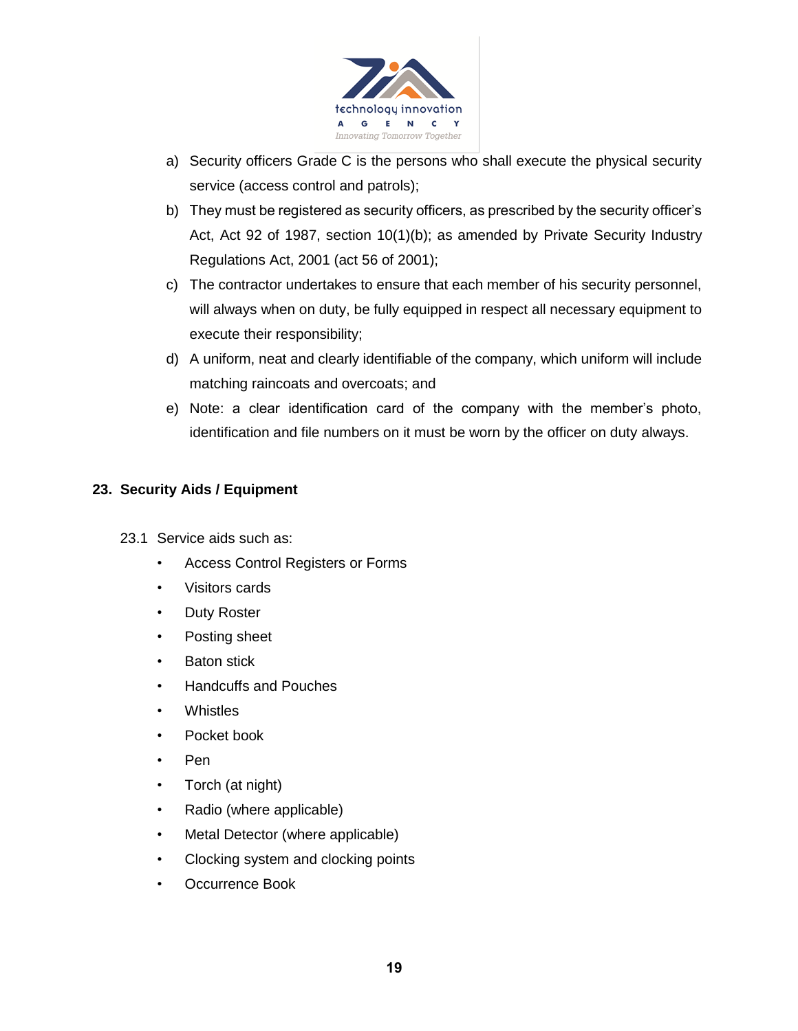a) Security officers Grade C is the persons who shall execute the physical security service (access control and patrols);

b) They must be registered as security officers, as prescribed by the security officer's Act, Act 92 of 1987, section 10(1)(b); as amended by Private Security Industry Regulations Act, 2001 (act 56 of 2001);

c) The contractor undertakes to ensure that each member of his security personnel, will always when on duty, be fully equipped in respect all necessary equipment to execute their responsibility;

d) A uniform, neat and clearly identifiable of the company, which uniform will include matching raincoats and overcoats; and

e) Note: a clear identification card of the company with the member's photo, identification and file numbers on it must be worn by the officer on duty always.

## 23. Security Aids / Equipment

23.1 Service aids such as:

- Access Control Registers or Forms
- Visitors cards
- Duty Roster
- Posting sheet
- Baton stick
- Handcuffs and Pouches
- Whistles
- Pocket book
- Pen
- Torch (at night)
- Radio (where applicable)
- Metal Detector (where applicable)
- Clocking system and clocking points
- Occurrence Book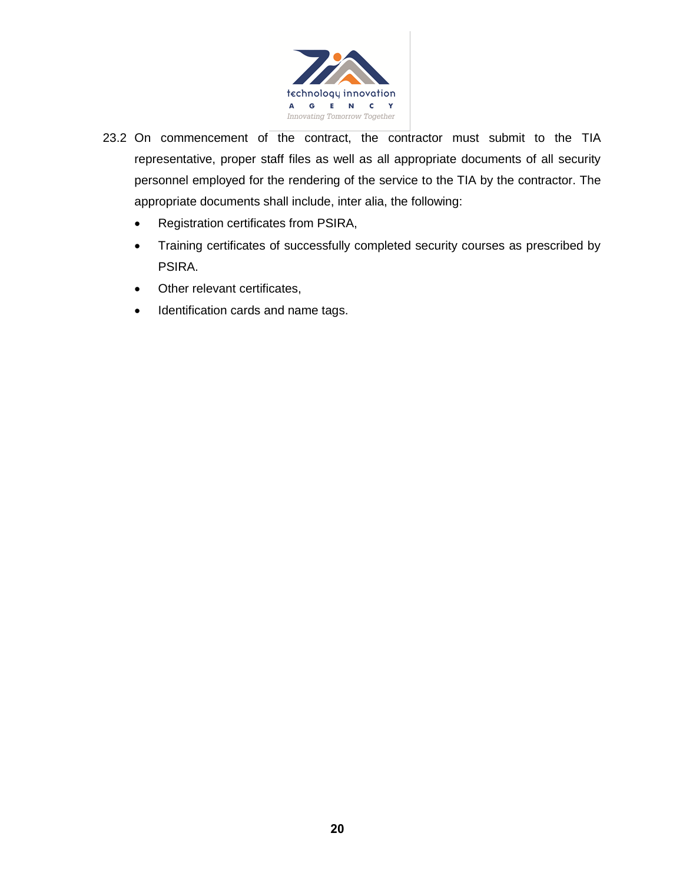23.2 On commencement of the contract, the contractor must submit to the TIA representative, proper staff files as well as all appropriate documents of all security personnel employed for the rendering of the service to the TIA by the contractor. The appropriate documents shall include, inter alia, the following:

- Registration certificates from PSIRA,
- Training certificates of successfully completed security courses as prescribed by PSIRA.
- Other relevant certificates,
- Identification cards and name tags.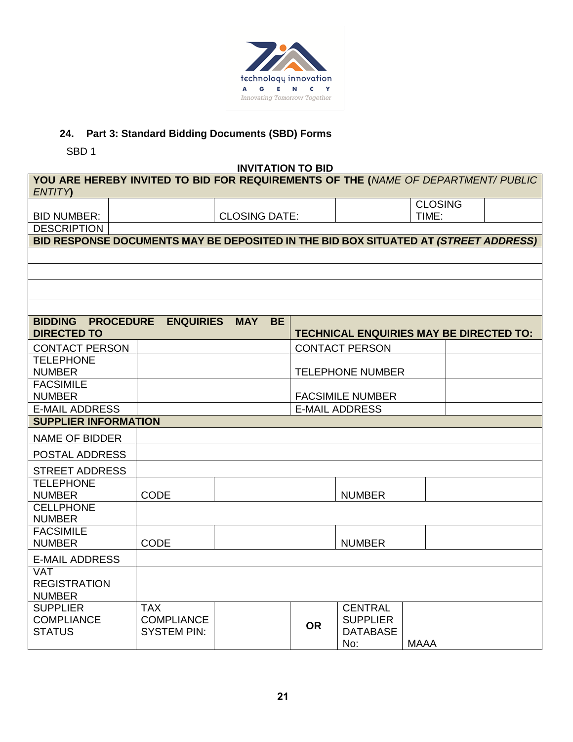## 24. Part 3: Standard Bidding Documents (SBD) Forms

SBD 1

**INVITATION TO BID**

| **YOU ARE HEREBY INVITED TO BID FOR REQUIREMENTS OF THE (*NAME OF DEPARTMENT/ PUBLIC ENTITY*)** | | | | | |
|---|---|---|---|---|---|
| BID NUMBER: | | CLOSING DATE: | | CLOSING TIME: | |
| DESCRIPTION | | | | | |
| **BID RESPONSE DOCUMENTS MAY BE DEPOSITED IN THE BID BOX SITUATED AT *(STREET ADDRESS)*** | | | | | |
| | | | | | |
| | | | | | |
| | | | | | |
| | | | | | |

| **BIDDING PROCEDURE ENQUIRIES MAY BE DIRECTED TO** | | **TECHNICAL ENQUIRIES MAY BE DIRECTED TO:** | |
|---|---|---|---|
| CONTACT PERSON | | CONTACT PERSON | |
| TELEPHONE NUMBER | | TELEPHONE NUMBER | |
| FACSIMILE NUMBER | | FACSIMILE NUMBER | |
| E-MAIL ADDRESS | | E-MAIL ADDRESS | |

| **SUPPLIER INFORMATION** | | | | | |
|---|---|---|---|---|---|
| NAME OF BIDDER | | | | | |
| POSTAL ADDRESS | | | | | |
| STREET ADDRESS | | | | | |
| TELEPHONE NUMBER | CODE | | NUMBER | | |
| CELLPHONE NUMBER | | | | | |
| FACSIMILE NUMBER | CODE | | NUMBER | | |
| E-MAIL ADDRESS | | | | | |
| VAT REGISTRATION NUMBER | | | | | |
| SUPPLIER COMPLIANCE STATUS | TAX COMPLIANCE SYSTEM PIN: | | **OR** | CENTRAL SUPPLIER DATABASE No: | MAAA |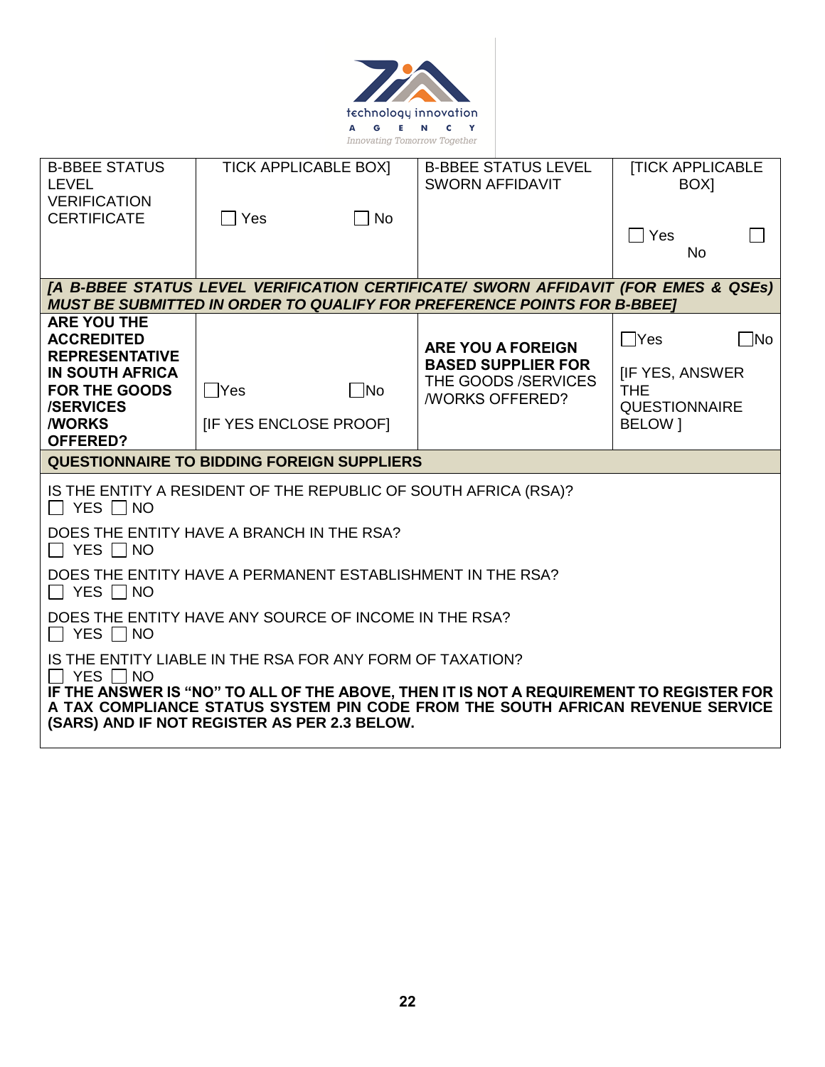| B-BBEE STATUS LEVEL VERIFICATION CERTIFICATE | TICK APPLICABLE BOX]<br><br>☐ Yes ☐ No | B-BBEE STATUS LEVEL SWORN AFFIDAVIT | [TICK APPLICABLE BOX]<br><br>☐ Yes ☐ No |
|---|---|---|---|
| ***[A B-BBEE STATUS LEVEL VERIFICATION CERTIFICATE/ SWORN AFFIDAVIT (FOR EMES & QSEs) MUST BE SUBMITTED IN ORDER TO QUALIFY FOR PREFERENCE POINTS FOR B-BBEE]*** | | | |
| **ARE YOU THE ACCREDITED REPRESENTATIVE IN SOUTH AFRICA FOR THE GOODS /SERVICES /WORKS OFFERED?** | ☐Yes ☐No<br><br>[IF YES ENCLOSE PROOF] | **ARE YOU A FOREIGN BASED SUPPLIER FOR** THE GOODS /SERVICES /WORKS OFFERED? | ☐Yes ☐No<br><br>[IF YES, ANSWER THE QUESTIONNAIRE BELOW ] |
| **QUESTIONNAIRE TO BIDDING FOREIGN SUPPLIERS** | | | |

IS THE ENTITY A RESIDENT OF THE REPUBLIC OF SOUTH AFRICA (RSA)?
☐ YES ☐ NO

DOES THE ENTITY HAVE A BRANCH IN THE RSA?
☐ YES ☐ NO

DOES THE ENTITY HAVE A PERMANENT ESTABLISHMENT IN THE RSA?
☐ YES ☐ NO

DOES THE ENTITY HAVE ANY SOURCE OF INCOME IN THE RSA?
☐ YES ☐ NO

IS THE ENTITY LIABLE IN THE RSA FOR ANY FORM OF TAXATION?
☐ YES ☐ NO

**IF THE ANSWER IS "NO" TO ALL OF THE ABOVE, THEN IT IS NOT A REQUIREMENT TO REGISTER FOR A TAX COMPLIANCE STATUS SYSTEM PIN CODE FROM THE SOUTH AFRICAN REVENUE SERVICE (SARS) AND IF NOT REGISTER AS PER 2.3 BELOW.**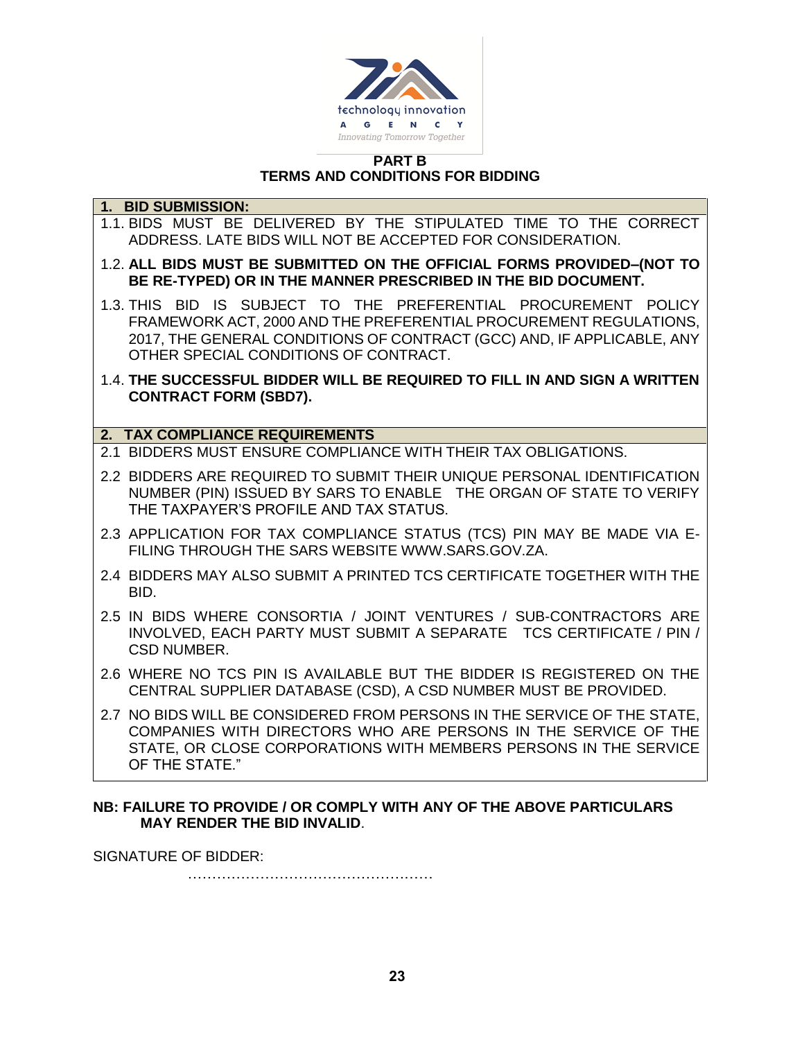**PART B**
**TERMS AND CONDITIONS FOR BIDDING**

**1. BID SUBMISSION:**

1.1. BIDS MUST BE DELIVERED BY THE STIPULATED TIME TO THE CORRECT ADDRESS. LATE BIDS WILL NOT BE ACCEPTED FOR CONSIDERATION.

1.2. **ALL BIDS MUST BE SUBMITTED ON THE OFFICIAL FORMS PROVIDED–(NOT TO BE RE-TYPED) OR IN THE MANNER PRESCRIBED IN THE BID DOCUMENT.**

1.3. THIS BID IS SUBJECT TO THE PREFERENTIAL PROCUREMENT POLICY FRAMEWORK ACT, 2000 AND THE PREFERENTIAL PROCUREMENT REGULATIONS, 2017, THE GENERAL CONDITIONS OF CONTRACT (GCC) AND, IF APPLICABLE, ANY OTHER SPECIAL CONDITIONS OF CONTRACT.

1.4. **THE SUCCESSFUL BIDDER WILL BE REQUIRED TO FILL IN AND SIGN A WRITTEN CONTRACT FORM (SBD7).**

**2. TAX COMPLIANCE REQUIREMENTS**

2.1 BIDDERS MUST ENSURE COMPLIANCE WITH THEIR TAX OBLIGATIONS.

2.2 BIDDERS ARE REQUIRED TO SUBMIT THEIR UNIQUE PERSONAL IDENTIFICATION NUMBER (PIN) ISSUED BY SARS TO ENABLE THE ORGAN OF STATE TO VERIFY THE TAXPAYER'S PROFILE AND TAX STATUS.

2.3 APPLICATION FOR TAX COMPLIANCE STATUS (TCS) PIN MAY BE MADE VIA E-FILING THROUGH THE SARS WEBSITE WWW.SARS.GOV.ZA.

2.4 BIDDERS MAY ALSO SUBMIT A PRINTED TCS CERTIFICATE TOGETHER WITH THE BID.

2.5 IN BIDS WHERE CONSORTIA / JOINT VENTURES / SUB-CONTRACTORS ARE INVOLVED, EACH PARTY MUST SUBMIT A SEPARATE TCS CERTIFICATE / PIN / CSD NUMBER.

2.6 WHERE NO TCS PIN IS AVAILABLE BUT THE BIDDER IS REGISTERED ON THE CENTRAL SUPPLIER DATABASE (CSD), A CSD NUMBER MUST BE PROVIDED.

2.7 NO BIDS WILL BE CONSIDERED FROM PERSONS IN THE SERVICE OF THE STATE, COMPANIES WITH DIRECTORS WHO ARE PERSONS IN THE SERVICE OF THE STATE, OR CLOSE CORPORATIONS WITH MEMBERS PERSONS IN THE SERVICE OF THE STATE."

**NB: FAILURE TO PROVIDE / OR COMPLY WITH ANY OF THE ABOVE PARTICULARS MAY RENDER THE BID INVALID**.

SIGNATURE OF BIDDER: ……………………………………………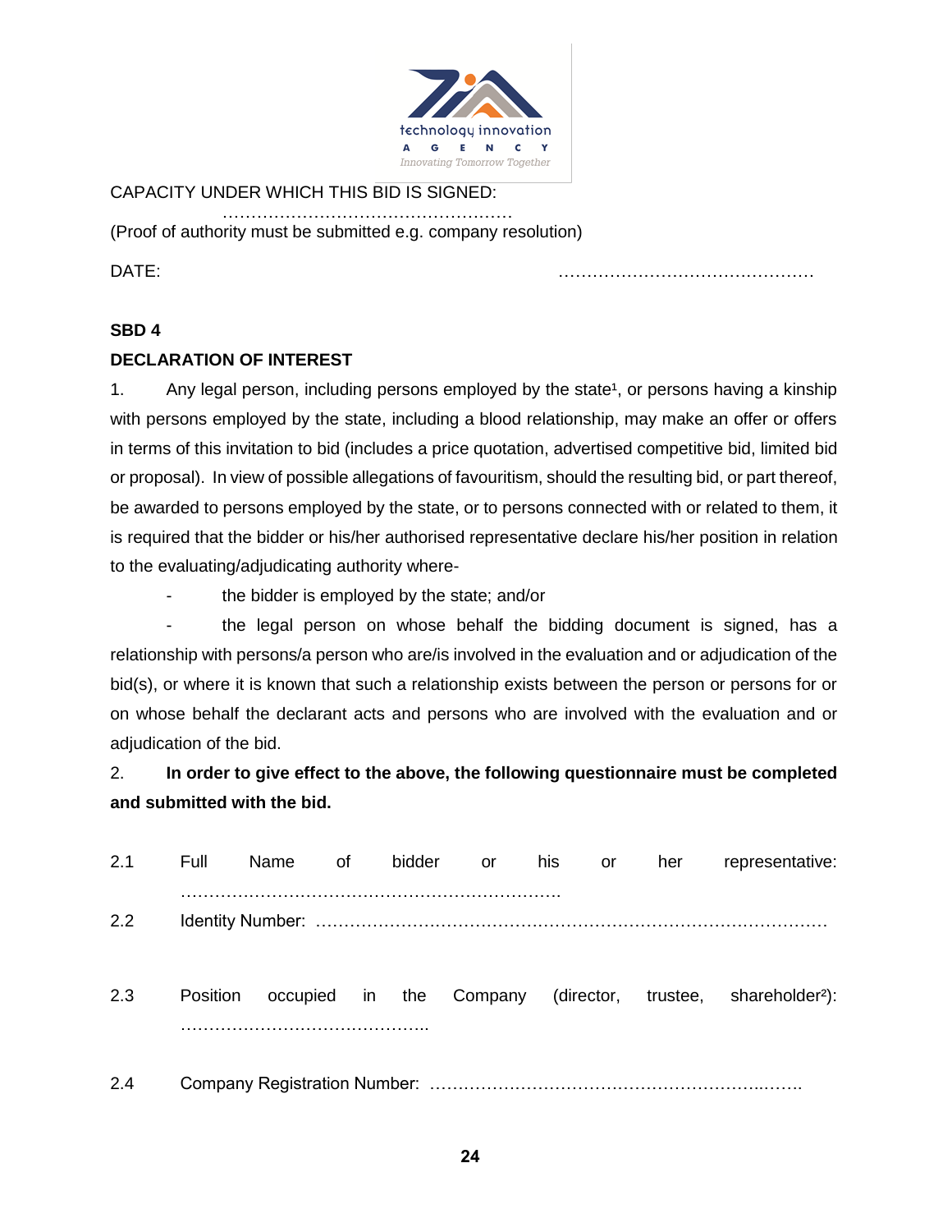CAPACITY UNDER WHICH THIS BID IS SIGNED: ……………………………………………

(Proof of authority must be submitted e.g. company resolution)

DATE: ………………………………………

**SBD 4**

**DECLARATION OF INTEREST**

1. Any legal person, including persons employed by the state[1], or persons having a kinship with persons employed by the state, including a blood relationship, may make an offer or offers in terms of this invitation to bid (includes a price quotation, advertised competitive bid, limited bid or proposal). In view of possible allegations of favouritism, should the resulting bid, or part thereof, be awarded to persons employed by the state, or to persons connected with or related to them, it is required that the bidder or his/her authorised representative declare his/her position in relation to the evaluating/adjudicating authority where-

- the bidder is employed by the state; and/or
- the legal person on whose behalf the bidding document is signed, has a relationship with persons/a person who are/is involved in the evaluation and or adjudication of the bid(s), or where it is known that such a relationship exists between the person or persons for or on whose behalf the declarant acts and persons who are involved with the evaluation and or adjudication of the bid.

2. **In order to give effect to the above, the following questionnaire must be completed and submitted with the bid.**

2.1 Full Name of bidder or his or her representative: ………………………………………………………….

2.2 Identity Number: …………………………………………………………………………

2.3 Position occupied in the Company (director, trustee, shareholder[2]): ……………………………………..

2.4 Company Registration Number: ……………………………………………………..…….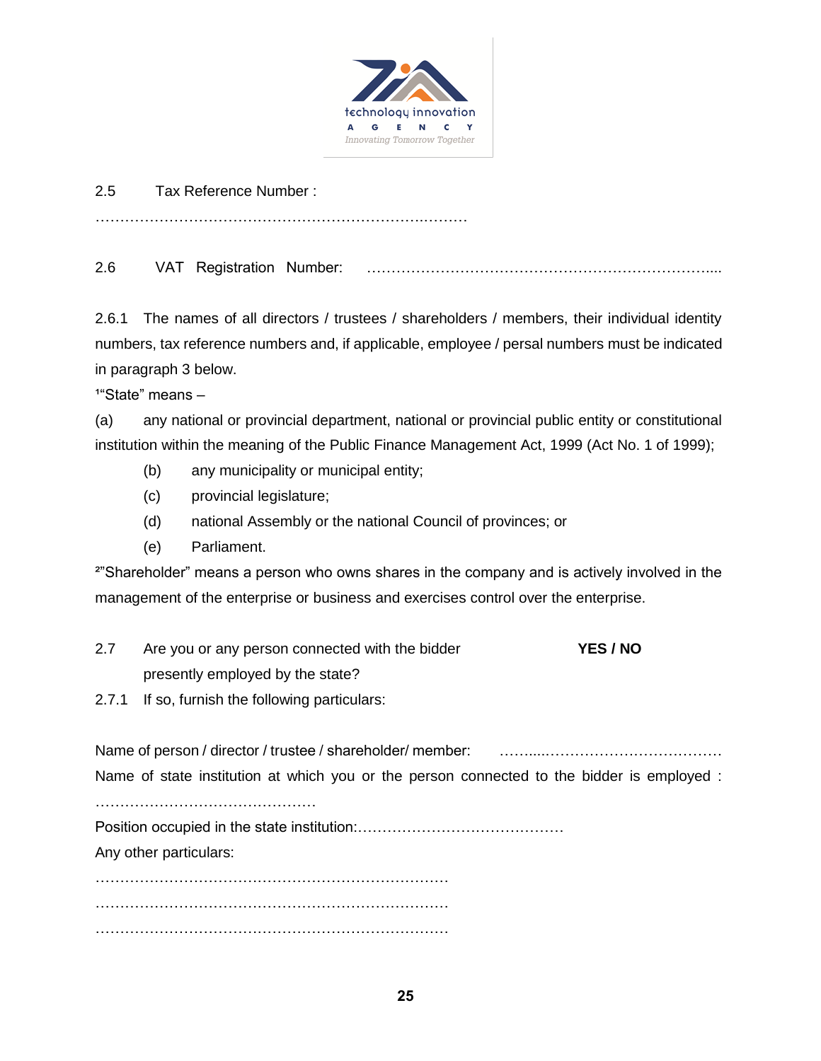2.5 Tax Reference Number :

…………………………………………………………….……….

2.6 VAT Registration Number: ……………………………………………………………....

2.6.1 The names of all directors / trustees / shareholders / members, their individual identity numbers, tax reference numbers and, if applicable, employee / persal numbers must be indicated in paragraph 3 below.

[1]"State" means –

(a) any national or provincial department, national or provincial public entity or constitutional institution within the meaning of the Public Finance Management Act, 1999 (Act No. 1 of 1999);

(b) any municipality or municipal entity;

(c) provincial legislature;

(d) national Assembly or the national Council of provinces; or

(e) Parliament.

[2]"Shareholder" means a person who owns shares in the company and is actively involved in the management of the enterprise or business and exercises control over the enterprise.

2.7 Are you or any person connected with the bidder presently employed by the state? **YES / NO**

2.7.1 If so, furnish the following particulars:

Name of person / director / trustee / shareholder/ member: ……....……………………………

Name of state institution at which you or the person connected to the bidder is employed : ………………………………………

Position occupied in the state institution:……………………………………

Any other particulars:

………………………………………………………………

………………………………………………………………

………………………………………………………………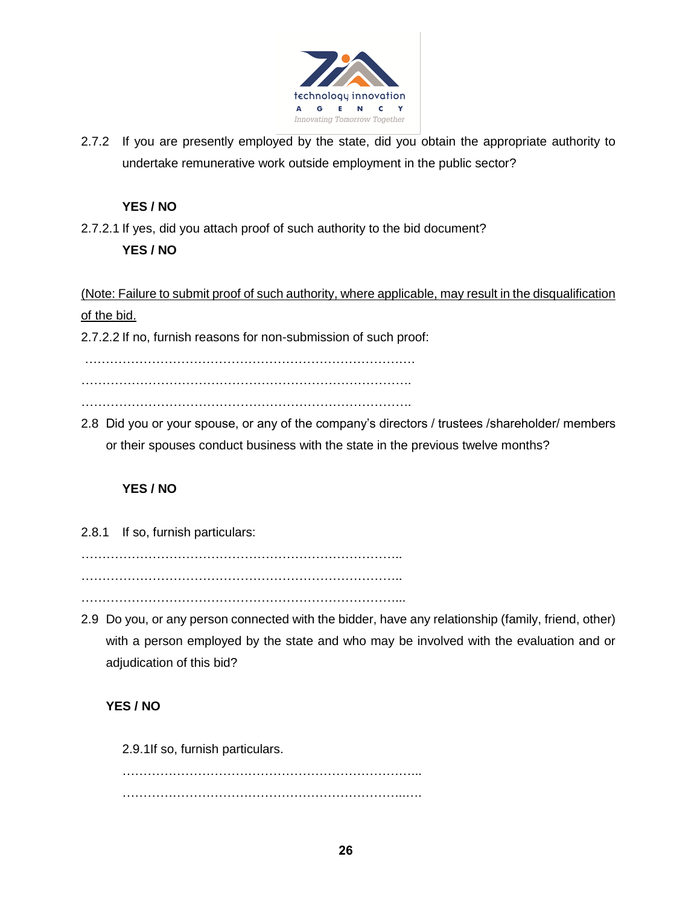2.7.2 If you are presently employed by the state, did you obtain the appropriate authority to undertake remunerative work outside employment in the public sector?

**YES / NO**

2.7.2.1 If yes, did you attach proof of such authority to the bid document?

**YES / NO**

<u>(Note: Failure to submit proof of such authority, where applicable, may result in the disqualification of the bid.</u>

2.7.2.2 If no, furnish reasons for non-submission of such proof:

…………………………………………………………………………

……………………………………………………………………….

……………………………………………………………………….

2.8 Did you or your spouse, or any of the company's directors / trustees /shareholder/ members or their spouses conduct business with the state in the previous twelve months?

**YES / NO**

2.8.1 If so, furnish particulars:

……………………………………………………………………..

……………………………………………………………………..

……………………………………………………………………...

2.9 Do you, or any person connected with the bidder, have any relationship (family, friend, other) with a person employed by the state and who may be involved with the evaluation and or adjudication of this bid?

**YES / NO**

2.9.1If so, furnish particulars.

………………………………………………………………..

……………………………………………………………..….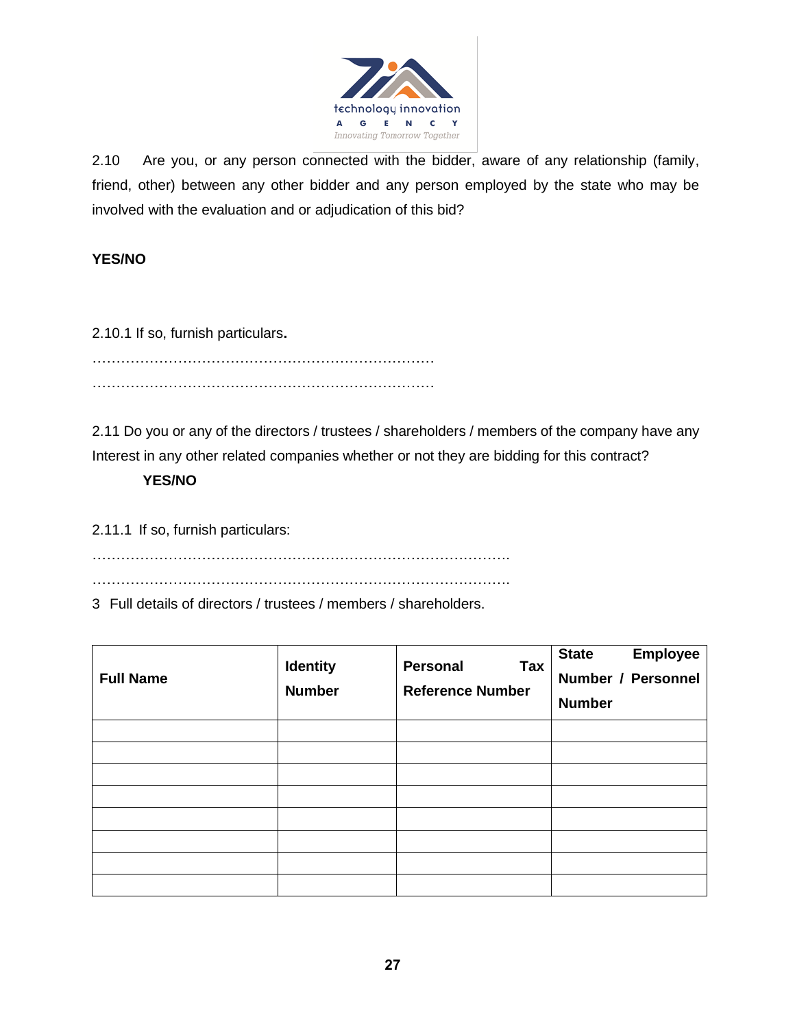2.10 Are you, or any person connected with the bidder, aware of any relationship (family, friend, other) between any other bidder and any person employed by the state who may be involved with the evaluation and or adjudication of this bid?

**YES/NO**

2.10.1 If so, furnish particulars**.**

…………………………………………………………………
…………………………………………………………………

2.11 Do you or any of the directors / trustees / shareholders / members of the company have any Interest in any other related companies whether or not they are bidding for this contract?

**YES/NO**

2.11.1 If so, furnish particulars:

…………………………………………………………………………….
…………………………………………………………………………….

3 Full details of directors / trustees / members / shareholders.

| **Full Name** | **Identity Number** | **Personal Tax Reference Number** | **State Employee Number / Personnel Number** |
|---|---|---|---|
| | | | |
| | | | |
| | | | |
| | | | |
| | | | |
| | | | |
| | | | |
| | | | |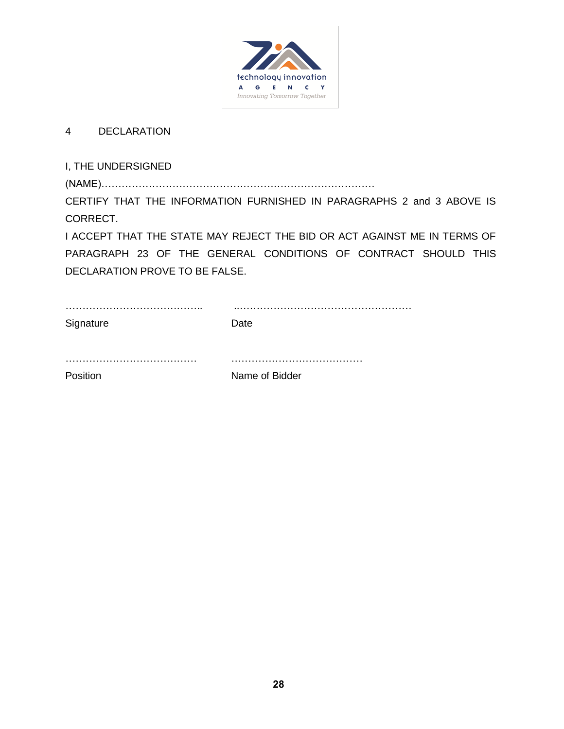## 4 DECLARATION

I, THE UNDERSIGNED

(NAME)………………………………………………………………………

CERTIFY THAT THE INFORMATION FURNISHED IN PARAGRAPHS 2 and 3 ABOVE IS CORRECT.

I ACCEPT THAT THE STATE MAY REJECT THE BID OR ACT AGAINST ME IN TERMS OF PARAGRAPH 23 OF THE GENERAL CONDITIONS OF CONTRACT SHOULD THIS DECLARATION PROVE TO BE FALSE.

| | |
|---|---|
| ………………………………….. | ..…………………………………………… |
| Signature | Date |
| ………………………………… | ………………………………… |
| Position | Name of Bidder |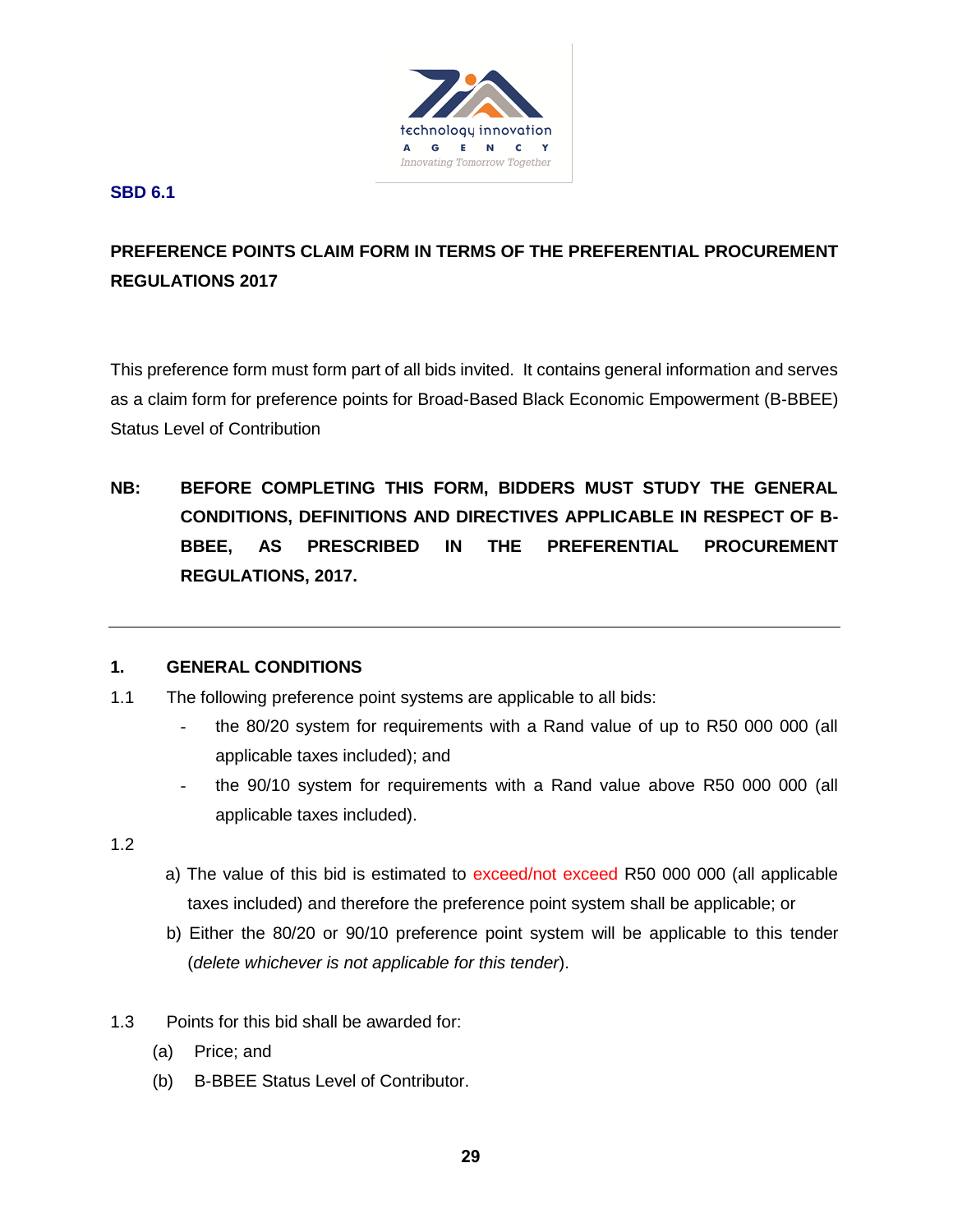**SBD 6.1**

**PREFERENCE POINTS CLAIM FORM IN TERMS OF THE PREFERENTIAL PROCUREMENT REGULATIONS 2017**

This preference form must form part of all bids invited. It contains general information and serves as a claim form for preference points for Broad-Based Black Economic Empowerment (B-BBEE) Status Level of Contribution

**NB: BEFORE COMPLETING THIS FORM, BIDDERS MUST STUDY THE GENERAL CONDITIONS, DEFINITIONS AND DIRECTIVES APPLICABLE IN RESPECT OF B-BBEE, AS PRESCRIBED IN THE PREFERENTIAL PROCUREMENT REGULATIONS, 2017.**

---

## 1. GENERAL CONDITIONS

1.1 The following preference point systems are applicable to all bids:

- the 80/20 system for requirements with a Rand value of up to R50 000 000 (all applicable taxes included); and
- the 90/10 system for requirements with a Rand value above R50 000 000 (all applicable taxes included).

1.2

a) The value of this bid is estimated to exceed/not exceed R50 000 000 (all applicable taxes included) and therefore the preference point system shall be applicable; or

b) Either the 80/20 or 90/10 preference point system will be applicable to this tender (*delete whichever is not applicable for this tender*).

1.3 Points for this bid shall be awarded for:

(a) Price; and

(b) B-BBEE Status Level of Contributor.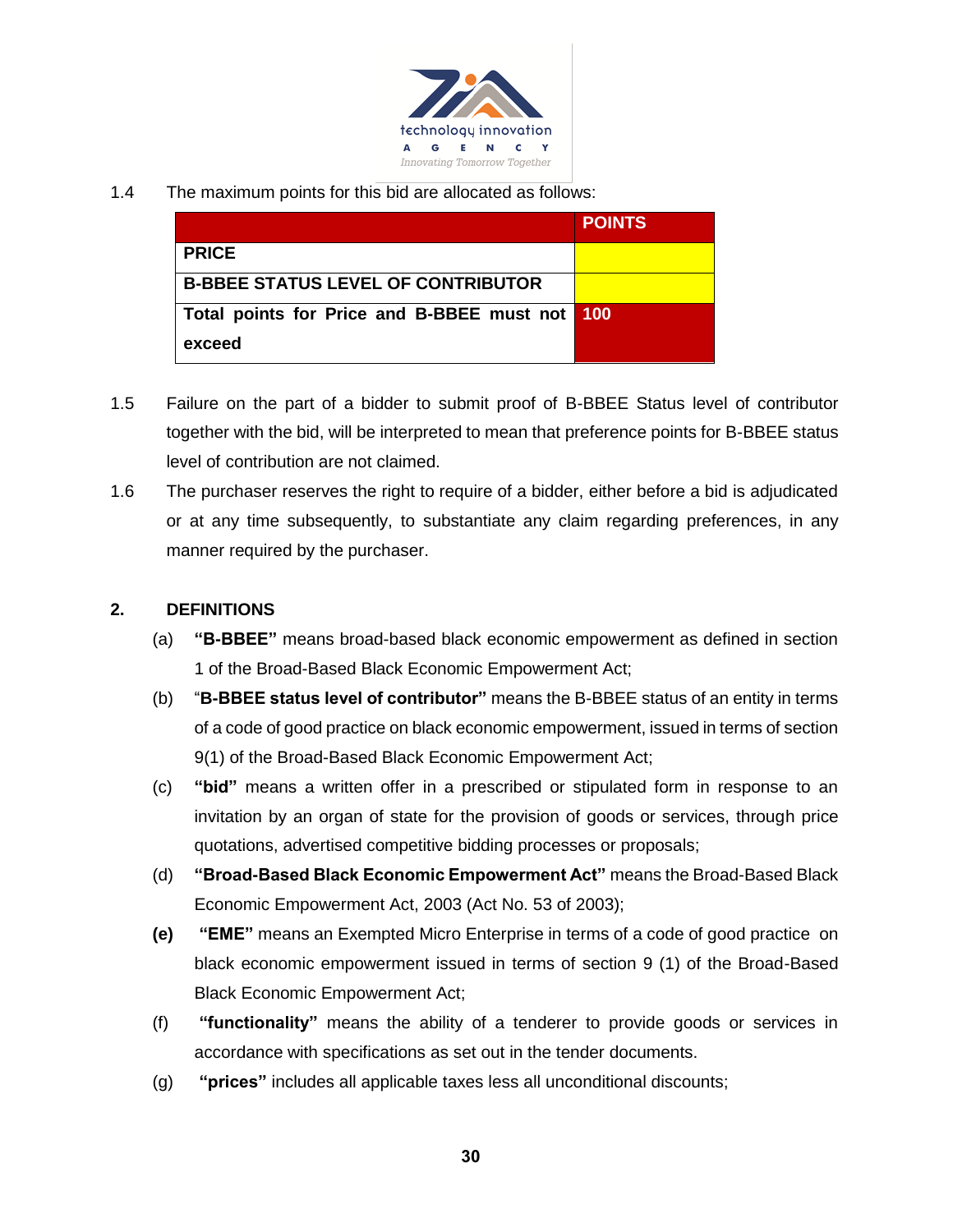1.4 The maximum points for this bid are allocated as follows:

| | POINTS |
|---|---|
| PRICE | |
| B-BBEE STATUS LEVEL OF CONTRIBUTOR | |
| Total points for Price and B-BBEE must not exceed | 100 |

1.5 Failure on the part of a bidder to submit proof of B-BBEE Status level of contributor together with the bid, will be interpreted to mean that preference points for B-BBEE status level of contribution are not claimed.

1.6 The purchaser reserves the right to require of a bidder, either before a bid is adjudicated or at any time subsequently, to substantiate any claim regarding preferences, in any manner required by the purchaser.

## 2. DEFINITIONS

(a) **"B-BBEE"** means broad-based black economic empowerment as defined in section 1 of the Broad-Based Black Economic Empowerment Act;

(b) "**B-BBEE status level of contributor"** means the B-BBEE status of an entity in terms of a code of good practice on black economic empowerment, issued in terms of section 9(1) of the Broad-Based Black Economic Empowerment Act;

(c) **"bid"** means a written offer in a prescribed or stipulated form in response to an invitation by an organ of state for the provision of goods or services, through price quotations, advertised competitive bidding processes or proposals;

(d) **"Broad-Based Black Economic Empowerment Act"** means the Broad-Based Black Economic Empowerment Act, 2003 (Act No. 53 of 2003);

**(e)** **"EME"** means an Exempted Micro Enterprise in terms of a code of good practice on black economic empowerment issued in terms of section 9 (1) of the Broad-Based Black Economic Empowerment Act;

(f) **"functionality"** means the ability of a tenderer to provide goods or services in accordance with specifications as set out in the tender documents.

(g) **"prices"** includes all applicable taxes less all unconditional discounts;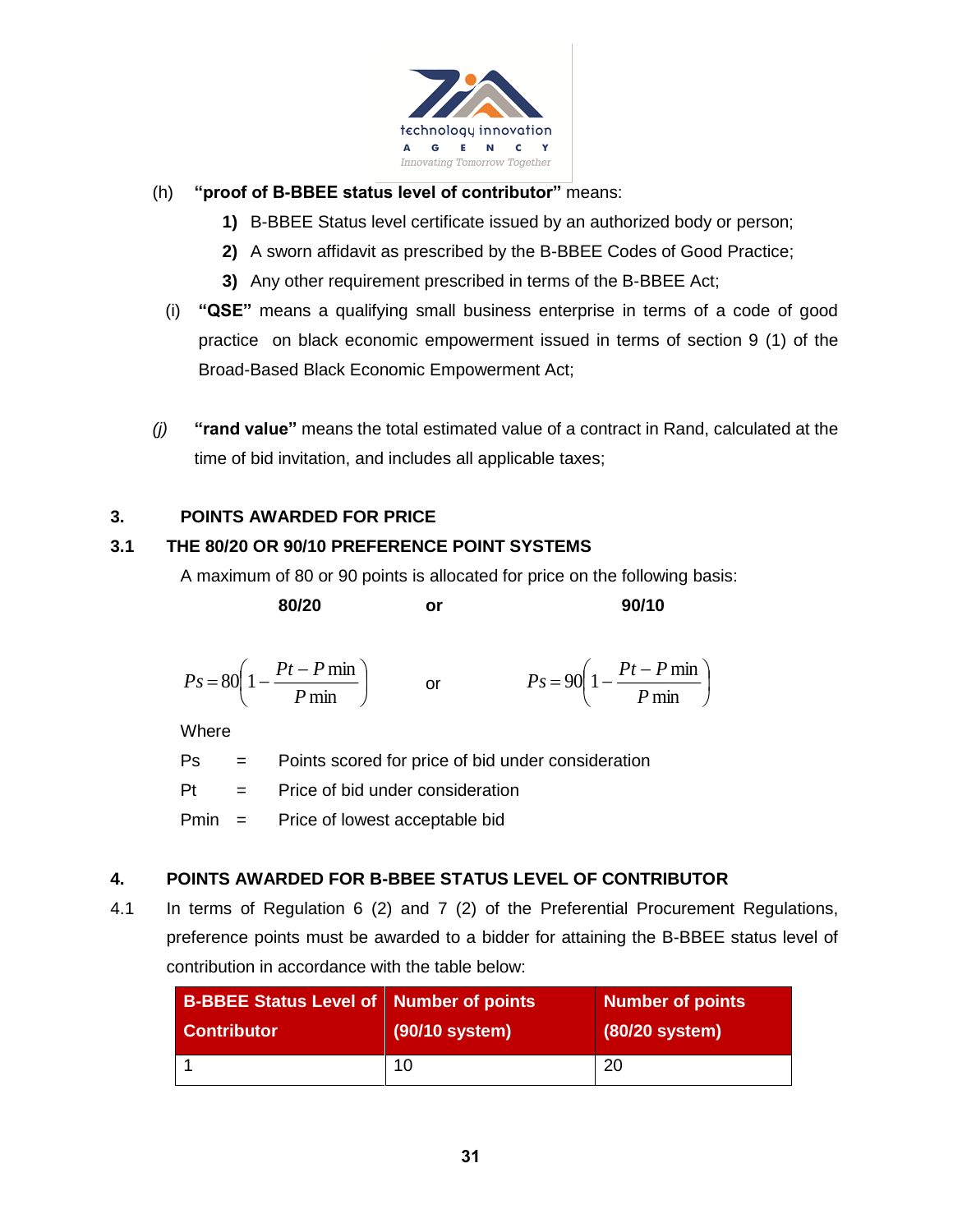(h) **"proof of B-BBEE status level of contributor"** means:

1) B-BBEE Status level certificate issued by an authorized body or person;
2) A sworn affidavit as prescribed by the B-BBEE Codes of Good Practice;
3) Any other requirement prescribed in terms of the B-BBEE Act;

(i) **"QSE"** means a qualifying small business enterprise in terms of a code of good practice on black economic empowerment issued in terms of section 9 (1) of the Broad-Based Black Economic Empowerment Act;

*(j)* **"rand value"** means the total estimated value of a contract in Rand, calculated at the time of bid invitation, and includes all applicable taxes;

## 3. POINTS AWARDED FOR PRICE

### 3.1 THE 80/20 OR 90/10 PREFERENCE POINT SYSTEMS

A maximum of 80 or 90 points is allocated for price on the following basis:

**80/20** or **90/10**

$$Ps = 80\left(1 - \frac{Pt - P\min}{P\min}\right) \quad \text{or} \quad Ps = 90\left(1 - \frac{Pt - P\min}{P\min}\right)$$

Where

Ps = Points scored for price of bid under consideration

Pt = Price of bid under consideration

Pmin = Price of lowest acceptable bid

## 4. POINTS AWARDED FOR B-BBEE STATUS LEVEL OF CONTRIBUTOR

4.1 In terms of Regulation 6 (2) and 7 (2) of the Preferential Procurement Regulations, preference points must be awarded to a bidder for attaining the B-BBEE status level of contribution in accordance with the table below:

| B-BBEE Status Level of Contributor | Number of points (90/10 system) | Number of points (80/20 system) |
|---|---|---|
| 1 | 10 | 20 |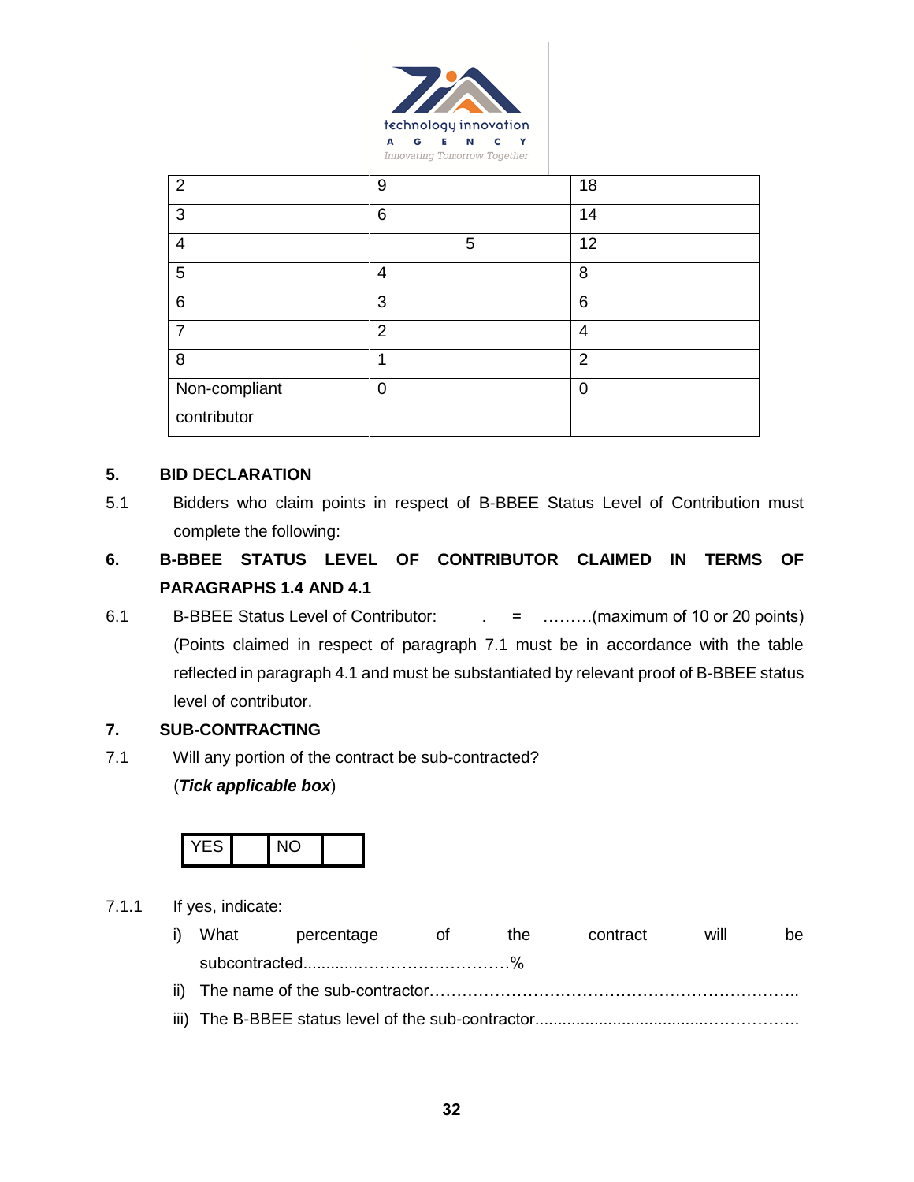| 2 | 9 | 18 |
|---|---|---|
| 3 | 6 | 14 |
| 4 | 5 | 12 |
| 5 | 4 | 8 |
| 6 | 3 | 6 |
| 7 | 2 | 4 |
| 8 | 1 | 2 |
| Non-compliant contributor | 0 | 0 |

**5. BID DECLARATION**

5.1 Bidders who claim points in respect of B-BBEE Status Level of Contribution must complete the following:

**6. B-BBEE STATUS LEVEL OF CONTRIBUTOR CLAIMED IN TERMS OF PARAGRAPHS 1.4 AND 4.1**

6.1 B-BBEE Status Level of Contributor: . = ………(maximum of 10 or 20 points)
(Points claimed in respect of paragraph 7.1 must be in accordance with the table reflected in paragraph 4.1 and must be substantiated by relevant proof of B-BBEE status level of contributor.

**7. SUB-CONTRACTING**

7.1 Will any portion of the contract be sub-contracted?
(***Tick applicable box***)

| YES | | NO | |
|---|---|---|---|

7.1.1 If yes, indicate:

i) What percentage of the contract will be subcontracted............……………….………%

ii) The name of the sub-contractor…………………………………………………………..

iii) The B-BBEE status level of the sub-contractor......................................……………..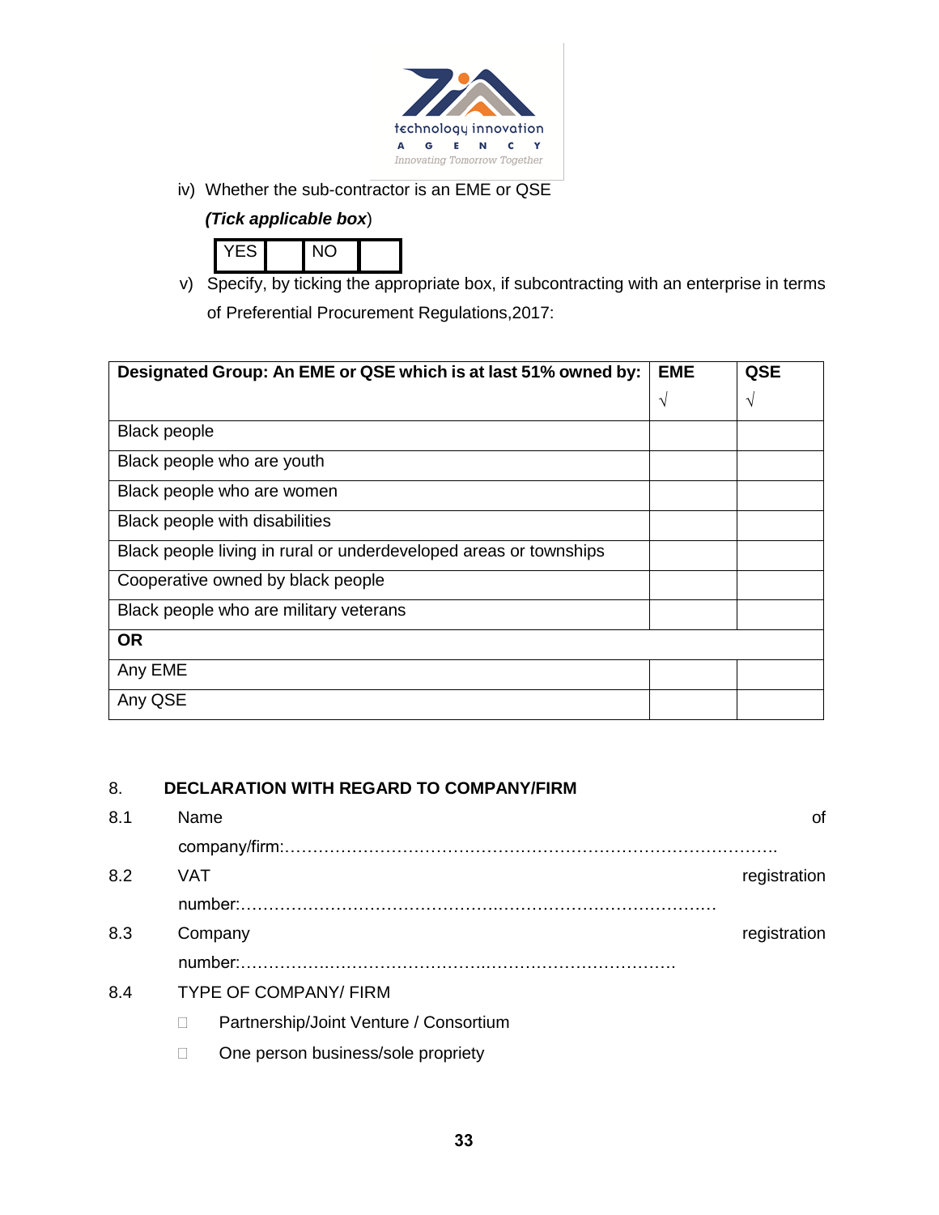iv) Whether the sub-contractor is an EME or QSE

*(Tick applicable box)*

| YES | | NO | |
|---|---|---|---|

v) Specify, by ticking the appropriate box, if subcontracting with an enterprise in terms of Preferential Procurement Regulations,2017:

| Designated Group: An EME or QSE which is at last 51% owned by: | EME √ | QSE √ |
|---|---|---|
| Black people | | |
| Black people who are youth | | |
| Black people who are women | | |
| Black people with disabilities | | |
| Black people living in rural or underdeveloped areas or townships | | |
| Cooperative owned by black people | | |
| Black people who are military veterans | | |
| **OR** | | |
| Any EME | | |
| Any QSE | | |

## 8. DECLARATION WITH REGARD TO COMPANY/FIRM

8.1 Name of company/firm:……………………………………………………………………………….

8.2 VAT registration number:……………………………………….………………………………

8.3 Company registration number:…………….……………………….……………………………

8.4 TYPE OF COMPANY/ FIRM

- ☐ Partnership/Joint Venture / Consortium
- ☐ One person business/sole propriety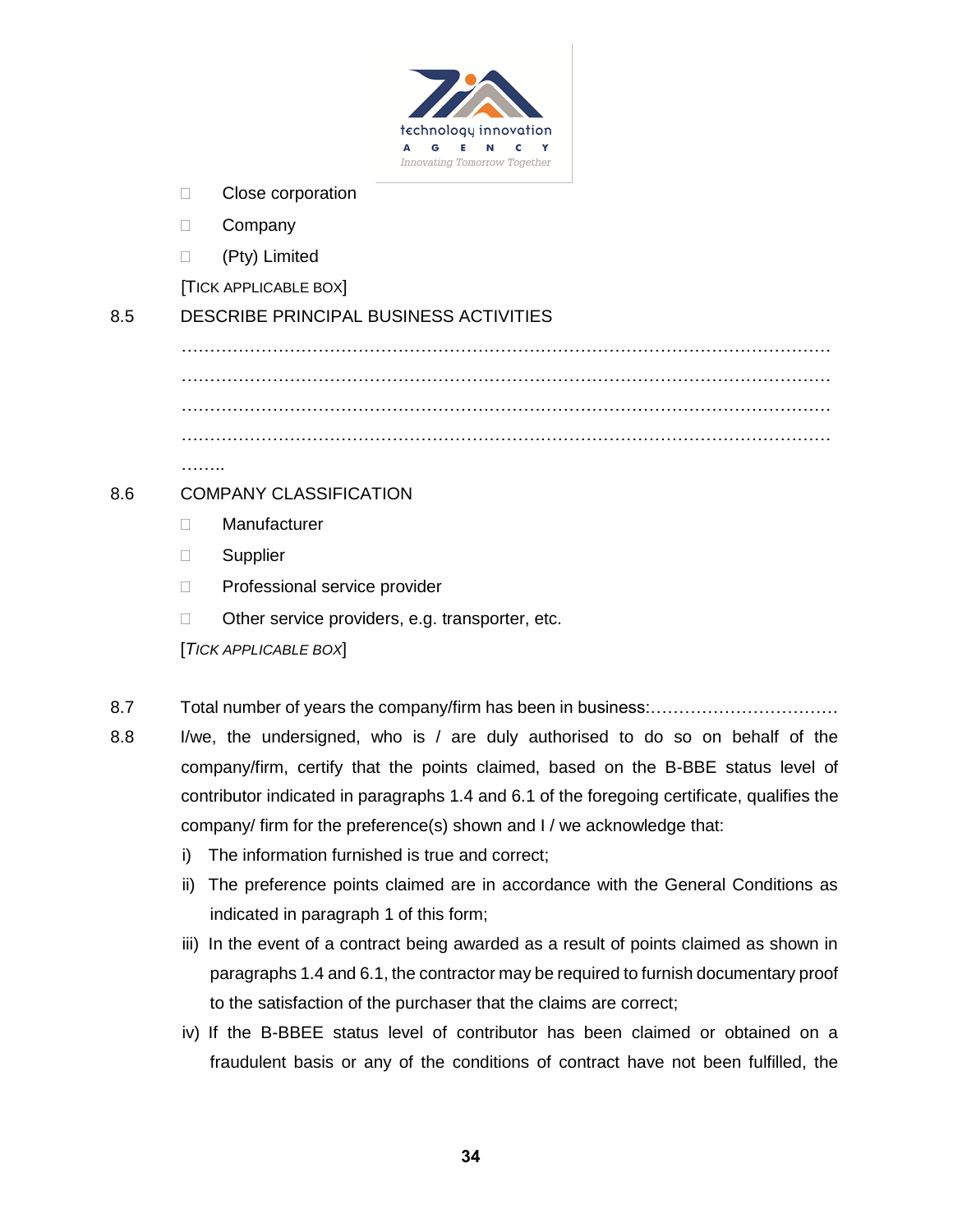- ☐ Close corporation
- ☐ Company
- ☐ (Pty) Limited

[TICK APPLICABLE BOX]

8.5 DESCRIBE PRINCIPAL BUSINESS ACTIVITIES

…………………………………………………………………………………………………………
…………………………………………………………………………………………………………
…………………………………………………………………………………………………………
…………………………………………………………………………………………………………
……..

8.6 COMPANY CLASSIFICATION

- ☐ Manufacturer
- ☐ Supplier
- ☐ Professional service provider
- ☐ Other service providers, e.g. transporter, etc.

[*TICK APPLICABLE BOX*]

8.7 Total number of years the company/firm has been in business:……………………………

8.8 I/we, the undersigned, who is / are duly authorised to do so on behalf of the company/firm, certify that the points claimed, based on the B-BBE status level of contributor indicated in paragraphs 1.4 and 6.1 of the foregoing certificate, qualifies the company/ firm for the preference(s) shown and I / we acknowledge that:

i) The information furnished is true and correct;

ii) The preference points claimed are in accordance with the General Conditions as indicated in paragraph 1 of this form;

iii) In the event of a contract being awarded as a result of points claimed as shown in paragraphs 1.4 and 6.1, the contractor may be required to furnish documentary proof to the satisfaction of the purchaser that the claims are correct;

iv) If the B-BBEE status level of contributor has been claimed or obtained on a fraudulent basis or any of the conditions of contract have not been fulfilled, the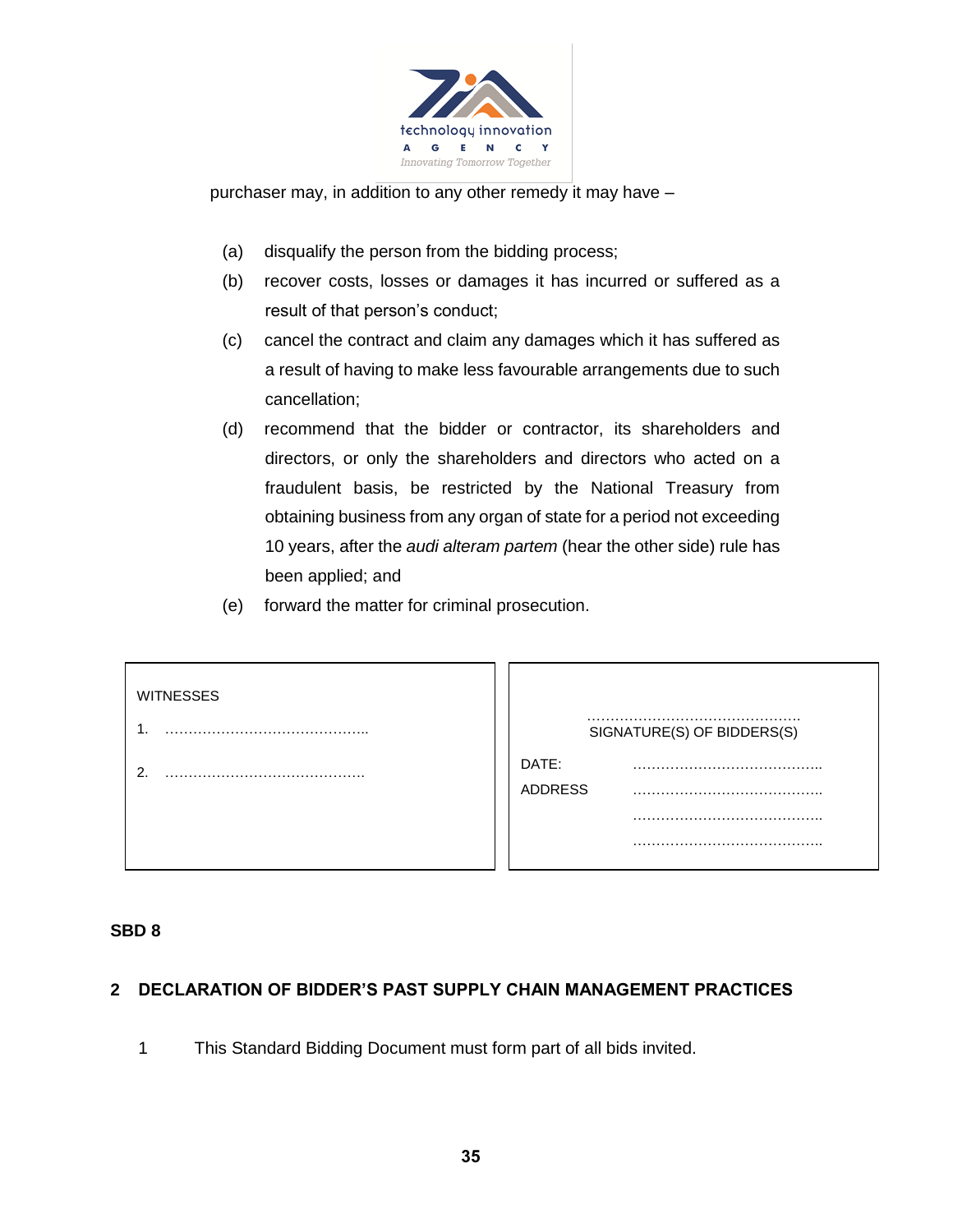purchaser may, in addition to any other remedy it may have –

(a) disqualify the person from the bidding process;

(b) recover costs, losses or damages it has incurred or suffered as a result of that person's conduct;

(c) cancel the contract and claim any damages which it has suffered as a result of having to make less favourable arrangements due to such cancellation;

(d) recommend that the bidder or contractor, its shareholders and directors, or only the shareholders and directors who acted on a fraudulent basis, be restricted by the National Treasury from obtaining business from any organ of state for a period not exceeding 10 years, after the *audi alteram partem* (hear the other side) rule has been applied; and

(e) forward the matter for criminal prosecution.

| WITNESSES | |
|---|---|
| 1. …………………………………….. | ………………………………………<br>SIGNATURE(S) OF BIDDERS(S) |
| 2. …………………………………… | DATE: ………………………………….. |
| | ADDRESS ………………………………….. |
| | ………………………………….. |
| | ………………………………….. |

**SBD 8**

## 2 DECLARATION OF BIDDER'S PAST SUPPLY CHAIN MANAGEMENT PRACTICES

1 This Standard Bidding Document must form part of all bids invited.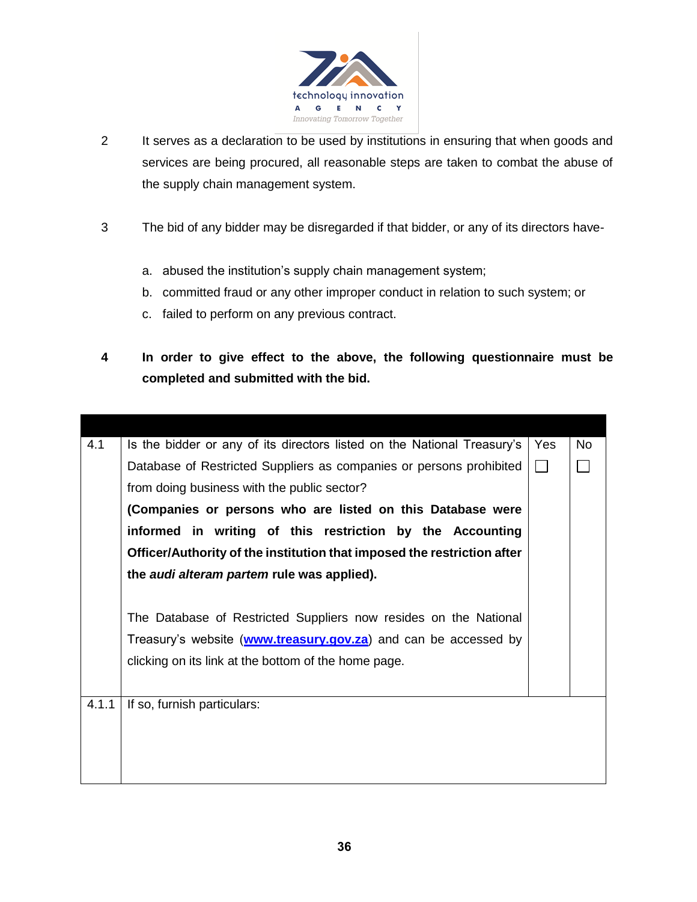2 It serves as a declaration to be used by institutions in ensuring that when goods and services are being procured, all reasonable steps are taken to combat the abuse of the supply chain management system.

3 The bid of any bidder may be disregarded if that bidder, or any of its directors have-

a. abused the institution's supply chain management system;
b. committed fraud or any other improper conduct in relation to such system; or
c. failed to perform on any previous contract.

**4 In order to give effect to the above, the following questionnaire must be completed and submitted with the bid.**

| | | | |
|---|---|---|---|
| 4.1 | Is the bidder or any of its directors listed on the National Treasury's Database of Restricted Suppliers as companies or persons prohibited from doing business with the public sector?<br>**(Companies or persons who are listed on this Database were informed in writing of this restriction by the Accounting Officer/Authority of the institution that imposed the restriction after the *audi alteram partem* rule was applied).**<br><br>The Database of Restricted Suppliers now resides on the National Treasury's website (**[www.treasury.gov.za](http://www.treasury.gov.za)**) and can be accessed by clicking on its link at the bottom of the home page. | Yes ☐ | No ☐ |
| 4.1.1 | If so, furnish particulars: | | |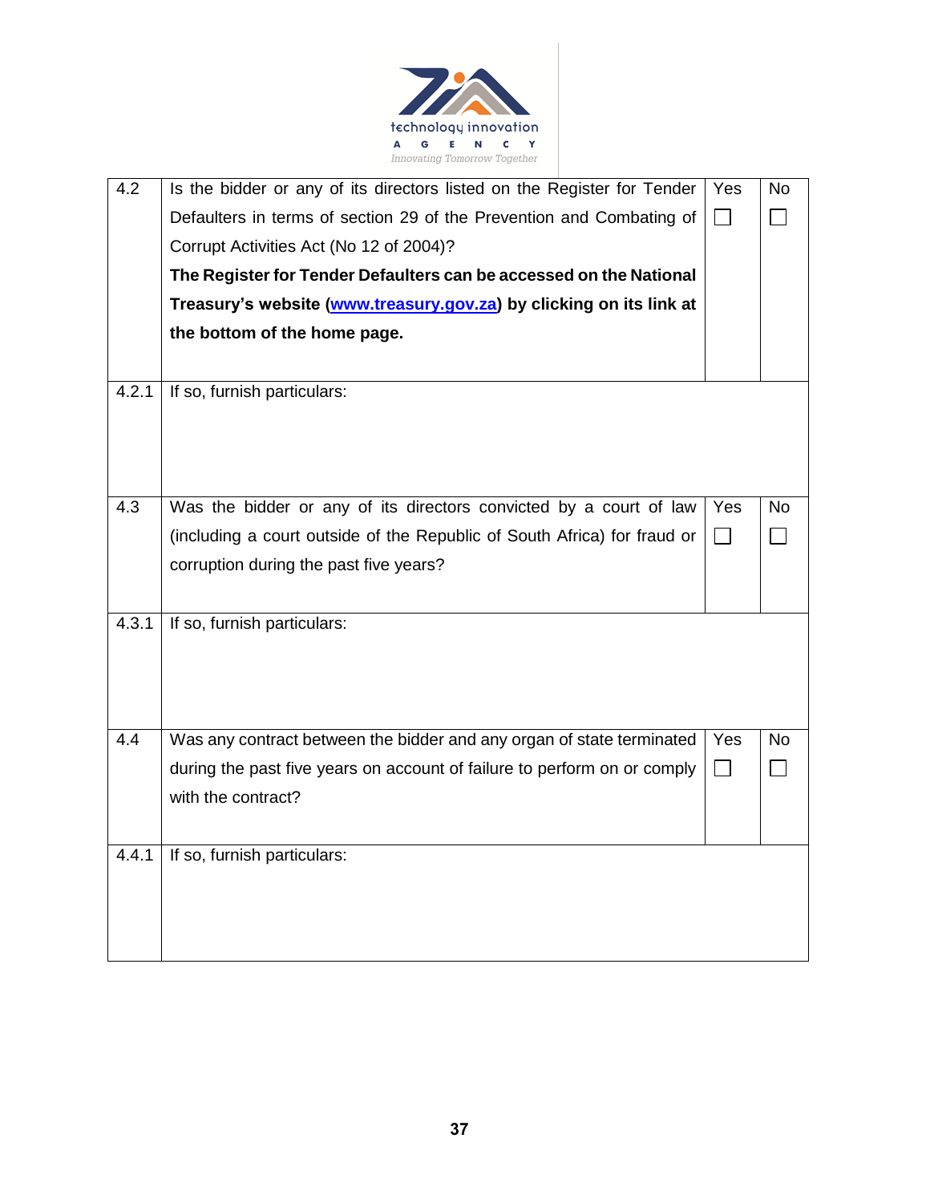| | | | |
|---|---|---|---|
| 4.2 | Is the bidder or any of its directors listed on the Register for Tender Defaulters in terms of section 29 of the Prevention and Combating of Corrupt Activities Act (No 12 of 2004)?<br>**The Register for Tender Defaulters can be accessed on the National Treasury's website ([www.treasury.gov.za](http://www.treasury.gov.za)) by clicking on its link at the bottom of the home page.** | Yes<br>☐ | No<br>☐ |
| 4.2.1 | If so, furnish particulars: | | |
| 4.3 | Was the bidder or any of its directors convicted by a court of law (including a court outside of the Republic of South Africa) for fraud or corruption during the past five years? | Yes<br>☐ | No<br>☐ |
| 4.3.1 | If so, furnish particulars: | | |
| 4.4 | Was any contract between the bidder and any organ of state terminated during the past five years on account of failure to perform on or comply with the contract? | Yes<br>☐ | No<br>☐ |
| 4.4.1 | If so, furnish particulars: | | |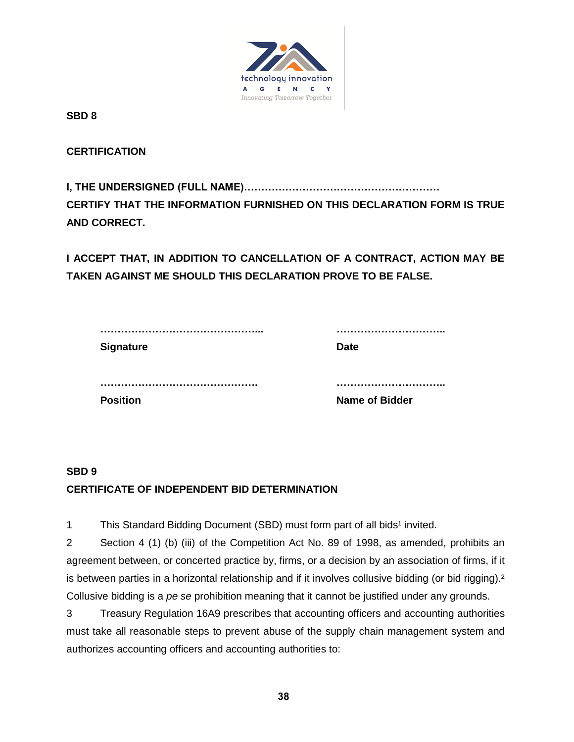**SBD 8**

**CERTIFICATION**

**I, THE UNDERSIGNED (FULL NAME)…………………………………………………**
**CERTIFY THAT THE INFORMATION FURNISHED ON THIS DECLARATION FORM IS TRUE AND CORRECT.**

**I ACCEPT THAT, IN ADDITION TO CANCELLATION OF A CONTRACT, ACTION MAY BE TAKEN AGAINST ME SHOULD THIS DECLARATION PROVE TO BE FALSE.**

| | |
|---|---|
| **………………………………………...** | **…………………………..** |
| **Signature** | **Date** |
| **……………………………………….** | **…………………………..** |
| **Position** | **Name of Bidder** |

**SBD 9**

**CERTIFICATE OF INDEPENDENT BID DETERMINATION**

1 This Standard Bidding Document (SBD) must form part of all bids[1] invited.

2 Section 4 (1) (b) (iii) of the Competition Act No. 89 of 1998, as amended, prohibits an agreement between, or concerted practice by, firms, or a decision by an association of firms, if it is between parties in a horizontal relationship and if it involves collusive bidding (or bid rigging).[2] Collusive bidding is a *pe se* prohibition meaning that it cannot be justified under any grounds.

3 Treasury Regulation 16A9 prescribes that accounting officers and accounting authorities must take all reasonable steps to prevent abuse of the supply chain management system and authorizes accounting officers and accounting authorities to: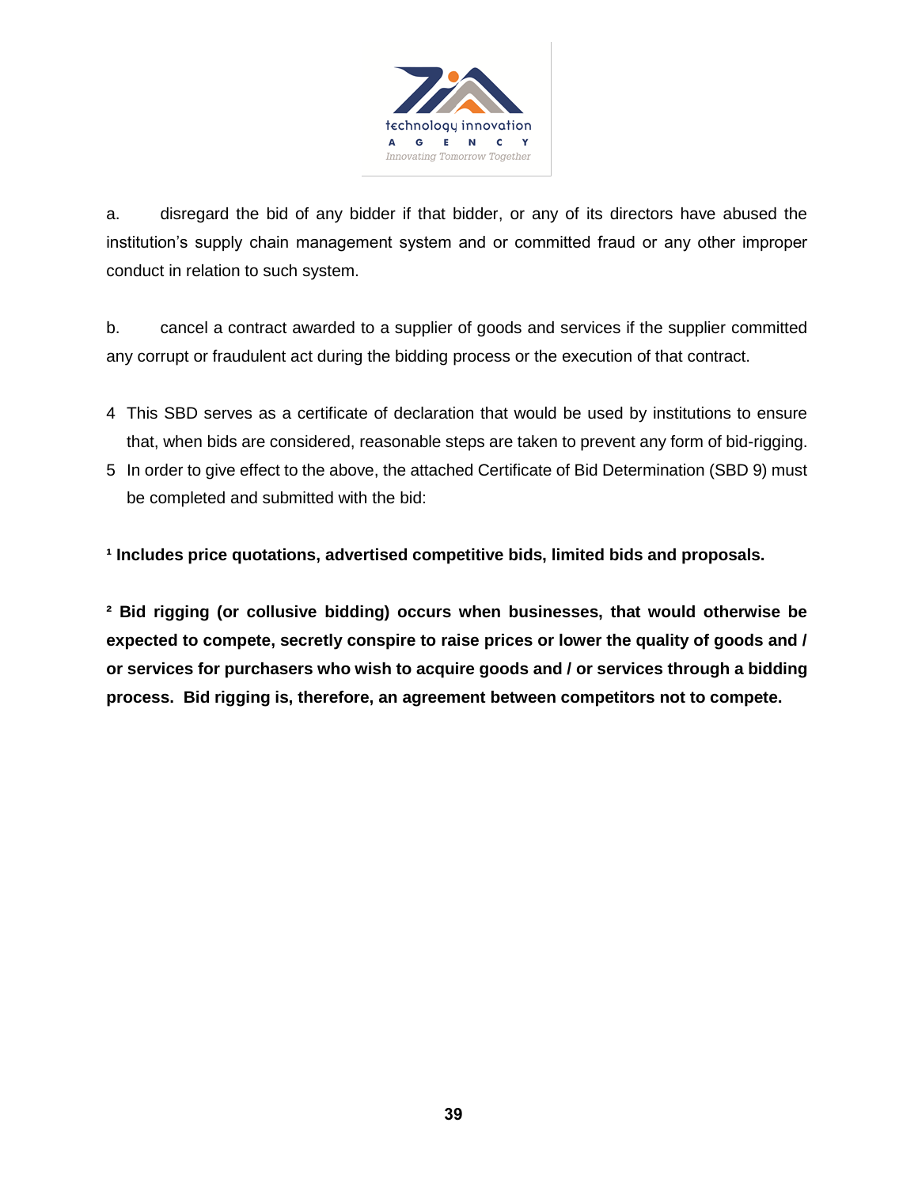a. disregard the bid of any bidder if that bidder, or any of its directors have abused the institution's supply chain management system and or committed fraud or any other improper conduct in relation to such system.

b. cancel a contract awarded to a supplier of goods and services if the supplier committed any corrupt or fraudulent act during the bidding process or the execution of that contract.

4 This SBD serves as a certificate of declaration that would be used by institutions to ensure that, when bids are considered, reasonable steps are taken to prevent any form of bid-rigging.

5 In order to give effect to the above, the attached Certificate of Bid Determination (SBD 9) must be completed and submitted with the bid:

**[1] Includes price quotations, advertised competitive bids, limited bids and proposals.**

**[2] Bid rigging (or collusive bidding) occurs when businesses, that would otherwise be expected to compete, secretly conspire to raise prices or lower the quality of goods and / or services for purchasers who wish to acquire goods and / or services through a bidding process. Bid rigging is, therefore, an agreement between competitors not to compete.**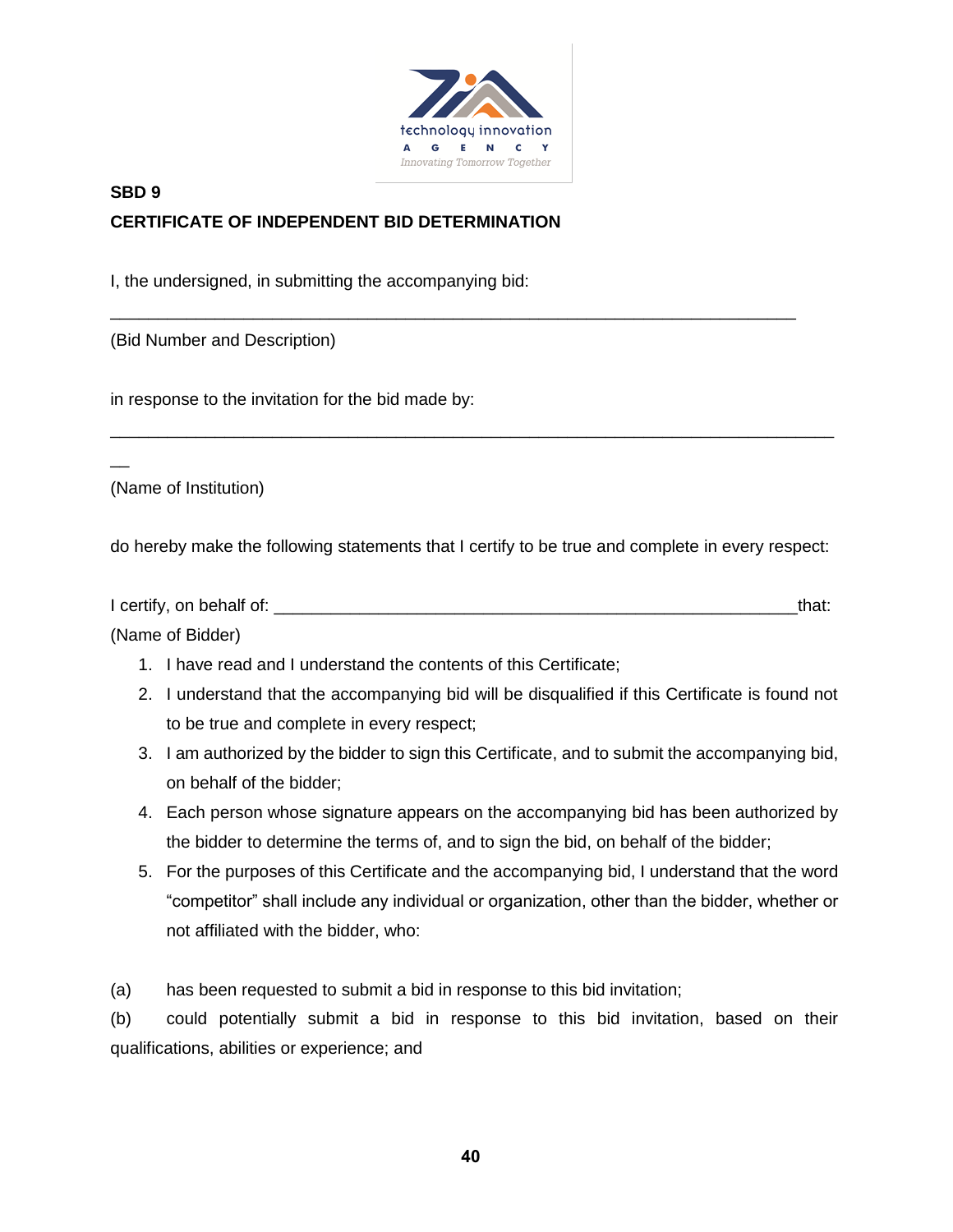**SBD 9**

**CERTIFICATE OF INDEPENDENT BID DETERMINATION**

I, the undersigned, in submitting the accompanying bid:

___________________________________________________________________________

(Bid Number and Description)

in response to the invitation for the bid made by:

___________________________________________________________________________

(Name of Institution)

do hereby make the following statements that I certify to be true and complete in every respect:

I certify, on behalf of: _________________________________________________________that:

(Name of Bidder)

1. I have read and I understand the contents of this Certificate;
2. I understand that the accompanying bid will be disqualified if this Certificate is found not to be true and complete in every respect;
3. I am authorized by the bidder to sign this Certificate, and to submit the accompanying bid, on behalf of the bidder;
4. Each person whose signature appears on the accompanying bid has been authorized by the bidder to determine the terms of, and to sign the bid, on behalf of the bidder;
5. For the purposes of this Certificate and the accompanying bid, I understand that the word "competitor" shall include any individual or organization, other than the bidder, whether or not affiliated with the bidder, who:

(a) has been requested to submit a bid in response to this bid invitation;

(b) could potentially submit a bid in response to this bid invitation, based on their qualifications, abilities or experience; and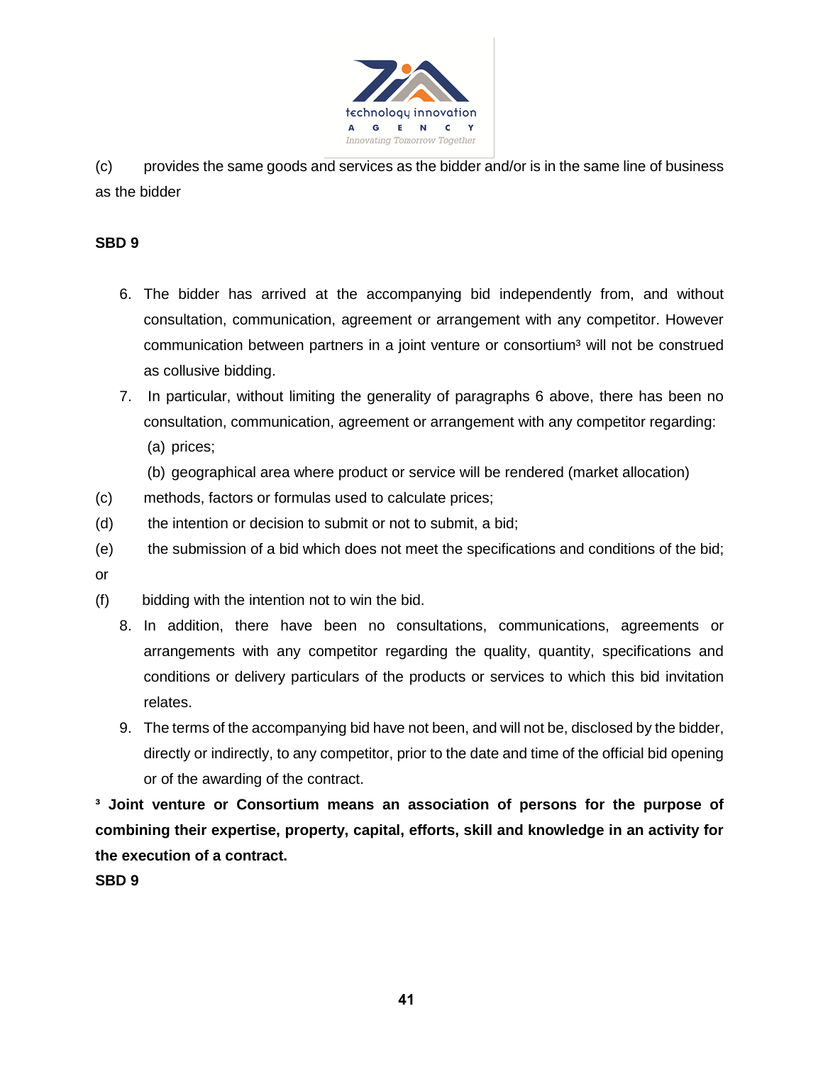(c) provides the same goods and services as the bidder and/or is in the same line of business as the bidder

**SBD 9**

6. The bidder has arrived at the accompanying bid independently from, and without consultation, communication, agreement or arrangement with any competitor. However communication between partners in a joint venture or consortium[3] will not be construed as collusive bidding.
7. In particular, without limiting the generality of paragraphs 6 above, there has been no consultation, communication, agreement or arrangement with any competitor regarding:
   (a) prices;
   (b) geographical area where product or service will be rendered (market allocation)

(c) methods, factors or formulas used to calculate prices;

(d) the intention or decision to submit or not to submit, a bid;

(e) the submission of a bid which does not meet the specifications and conditions of the bid; or

(f) bidding with the intention not to win the bid.

8. In addition, there have been no consultations, communications, agreements or arrangements with any competitor regarding the quality, quantity, specifications and conditions or delivery particulars of the products or services to which this bid invitation relates.
9. The terms of the accompanying bid have not been, and will not be, disclosed by the bidder, directly or indirectly, to any competitor, prior to the date and time of the official bid opening or of the awarding of the contract.

**[3] Joint venture or Consortium means an association of persons for the purpose of combining their expertise, property, capital, efforts, skill and knowledge in an activity for the execution of a contract.**

**SBD 9**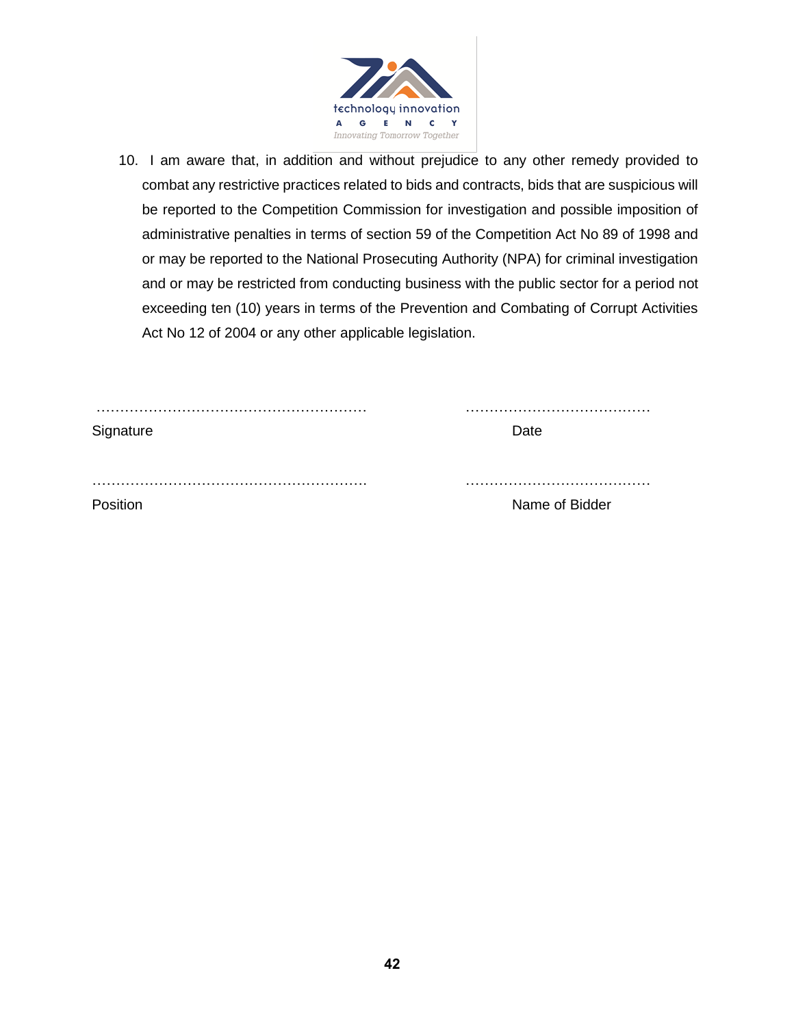10. I am aware that, in addition and without prejudice to any other remedy provided to combat any restrictive practices related to bids and contracts, bids that are suspicious will be reported to the Competition Commission for investigation and possible imposition of administrative penalties in terms of section 59 of the Competition Act No 89 of 1998 and or may be reported to the National Prosecuting Authority (NPA) for criminal investigation and or may be restricted from conducting business with the public sector for a period not exceeding ten (10) years in terms of the Prevention and Combating of Corrupt Activities Act No 12 of 2004 or any other applicable legislation.

………………………………………………… ………………………………

Signature Date

………………………………………………… ………………………………

Position Name of Bidder